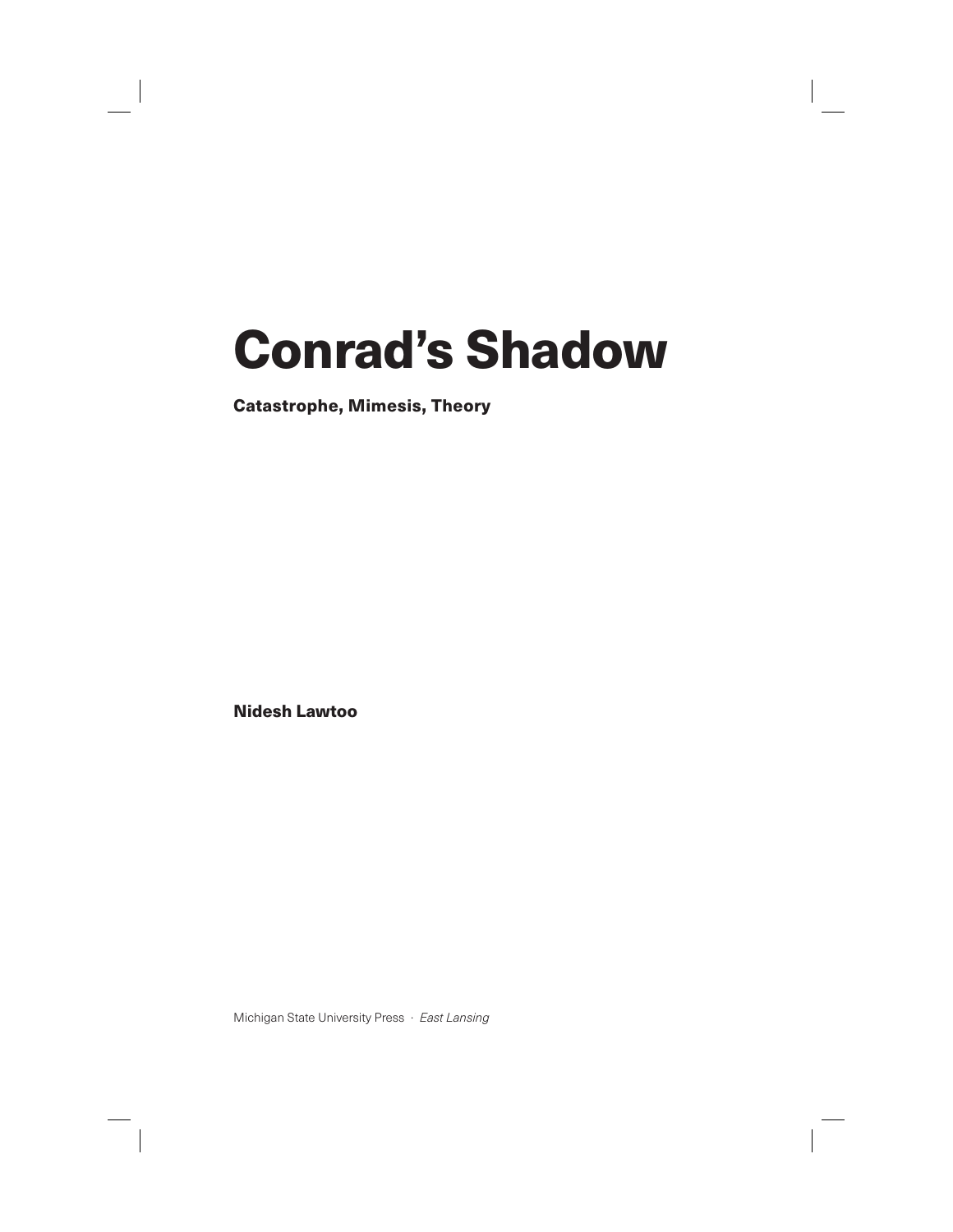# Conrad's Shadow

**Catastrophe, Mimesis, Theory**

**Nidesh Lawtoo**

Michigan State University Press · *East Lansing*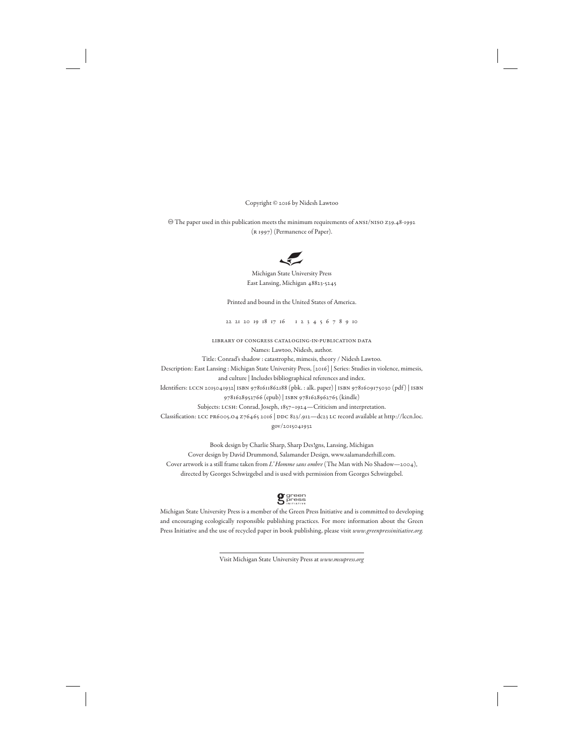Copyright © 2016 by Nidesh Lawtoo

♾ The paper used in this publication meets the minimum requirements of ANSI/NISO Z39.48-1992 (R 1997) (Permanence of Paper).

Michigan State University Press
East Lansing, Michigan 48823-5245

Printed and bound in the United States of America.

22 21 20 19 18 17 16 1 2 3 4 5 6 7 8 9 10

LIBRARY OF CONGRESS CATALOGING-IN-PUBLICATION DATA

Names: Lawtoo, Nidesh, author.

Title: Conrad's shadow : catastrophe, mimesis, theory / Nidesh Lawtoo.

Description: East Lansing : Michigan State University Press, [2016] | Series: Studies in violence, mimesis, and culture | Includes bibliographical references and index.

Identifiers: LCCN 2015041932| ISBN 9781611862188 (pbk. : alk. paper) | ISBN 9781609175030 (pdf) | ISBN 9781628952766 (epub) | ISBN 9781628962765 (kindle)

Subjects: LCSH: Conrad, Joseph, 1857–1924—Criticism and interpretation.

Classification: LCC PR6005.O4 Z76465 2016 | DDC 823/.912—dc23 LC record available at http://lccn.loc.gov/2015041932

Book design by Charlie Sharp, Sharp Des!gns, Lansing, Michigan
Cover design by David Drummond, Salamander Design, www.salamanderhill.com.
Cover artwork is a still frame taken from *L'Homme sans ombre* (The Man with No Shadow—2004), directed by Georges Schwizgebel and is used with permission from Georges Schwizgebel.

Michigan State University Press is a member of the Green Press Initiative and is committed to developing and encouraging ecologically responsible publishing practices. For more information about the Green Press Initiative and the use of recycled paper in book publishing, please visit *www.greenpressinitiative.org.*

Visit Michigan State University Press at *www.msupress.org*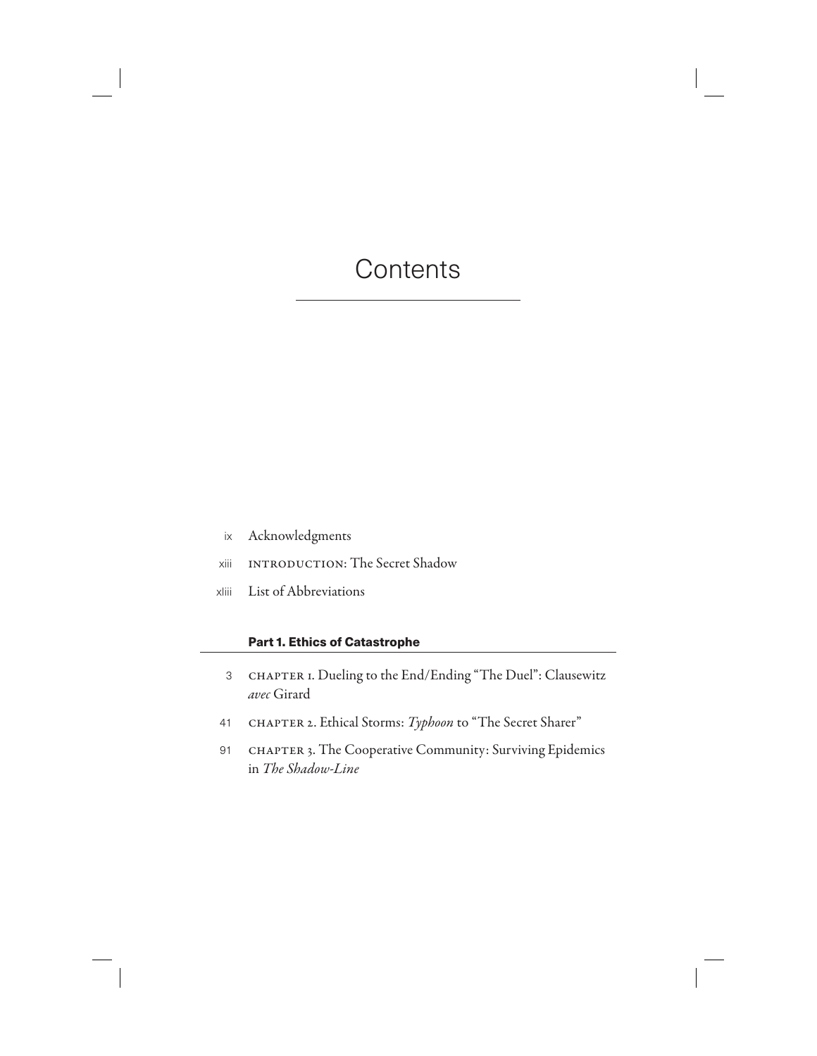# Contents

ix Acknowledgments

xiii INTRODUCTION: The Secret Shadow

xliii List of Abbreviations

**Part 1. Ethics of Catastrophe**

3 CHAPTER 1. Dueling to the End/Ending "The Duel": Clausewitz *avec* Girard

41 CHAPTER 2. Ethical Storms: *Typhoon* to "The Secret Sharer"

91 CHAPTER 3. The Cooperative Community: Surviving Epidemics in *The Shadow-Line*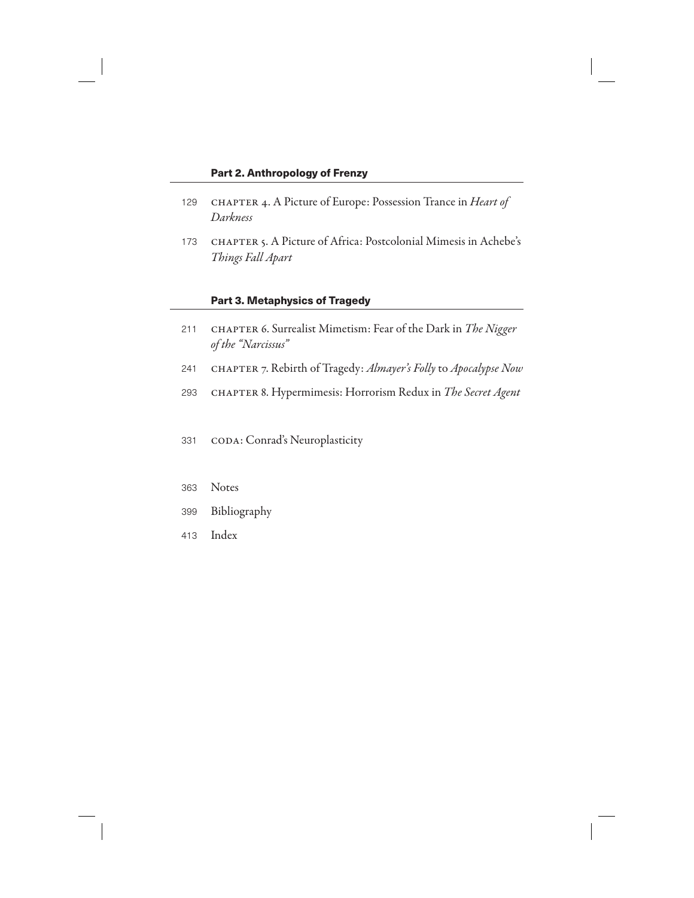**Part 2. Anthropology of Frenzy**

129 CHAPTER 4. A Picture of Europe: Possession Trance in *Heart of Darkness*

173 CHAPTER 5. A Picture of Africa: Postcolonial Mimesis in Achebe's *Things Fall Apart*

**Part 3. Metaphysics of Tragedy**

211 CHAPTER 6. Surrealist Mimetism: Fear of the Dark in *The Nigger of the "Narcissus"*

241 CHAPTER 7. Rebirth of Tragedy: *Almayer's Folly* to *Apocalypse Now*

293 CHAPTER 8. Hypermimesis: Horrorism Redux in *The Secret Agent*

331 CODA: Conrad's Neuroplasticity

363 Notes

399 Bibliography

413 Index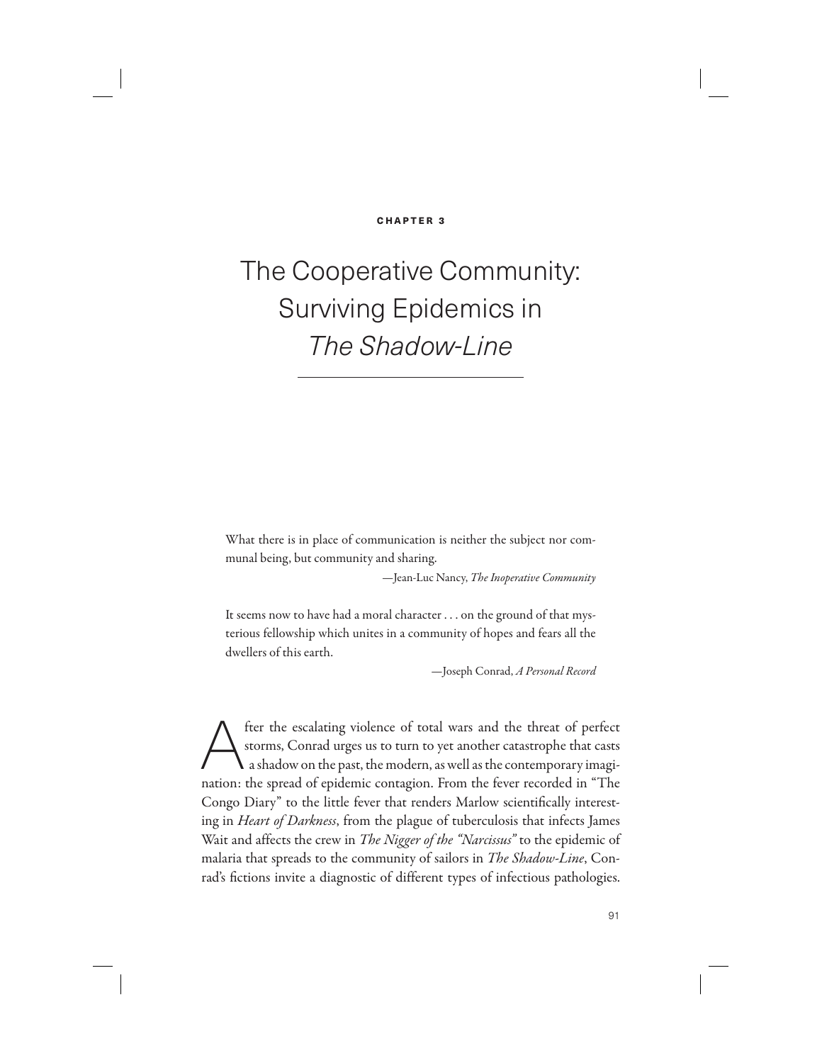CHAPTER 3

# The Cooperative Community: Surviving Epidemics in *The Shadow-Line*

> What there is in place of communication is neither the subject nor communal being, but community and sharing.
>
> —Jean-Luc Nancy, *The Inoperative Community*

> It seems now to have had a moral character . . . on the ground of that mysterious fellowship which unites in a community of hopes and fears all the dwellers of this earth.
>
> —Joseph Conrad, *A Personal Record*

After the escalating violence of total wars and the threat of perfect storms, Conrad urges us to turn to yet another catastrophe that casts a shadow on the past, the modern, as well as the contemporary imagination: the spread of epidemic contagion. From the fever recorded in "The Congo Diary" to the little fever that renders Marlow scientifically interesting in *Heart of Darkness*, from the plague of tuberculosis that infects James Wait and affects the crew in *The Nigger of the "Narcissus"* to the epidemic of malaria that spreads to the community of sailors in *The Shadow-Line*, Conrad's fictions invite a diagnostic of different types of infectious pathologies.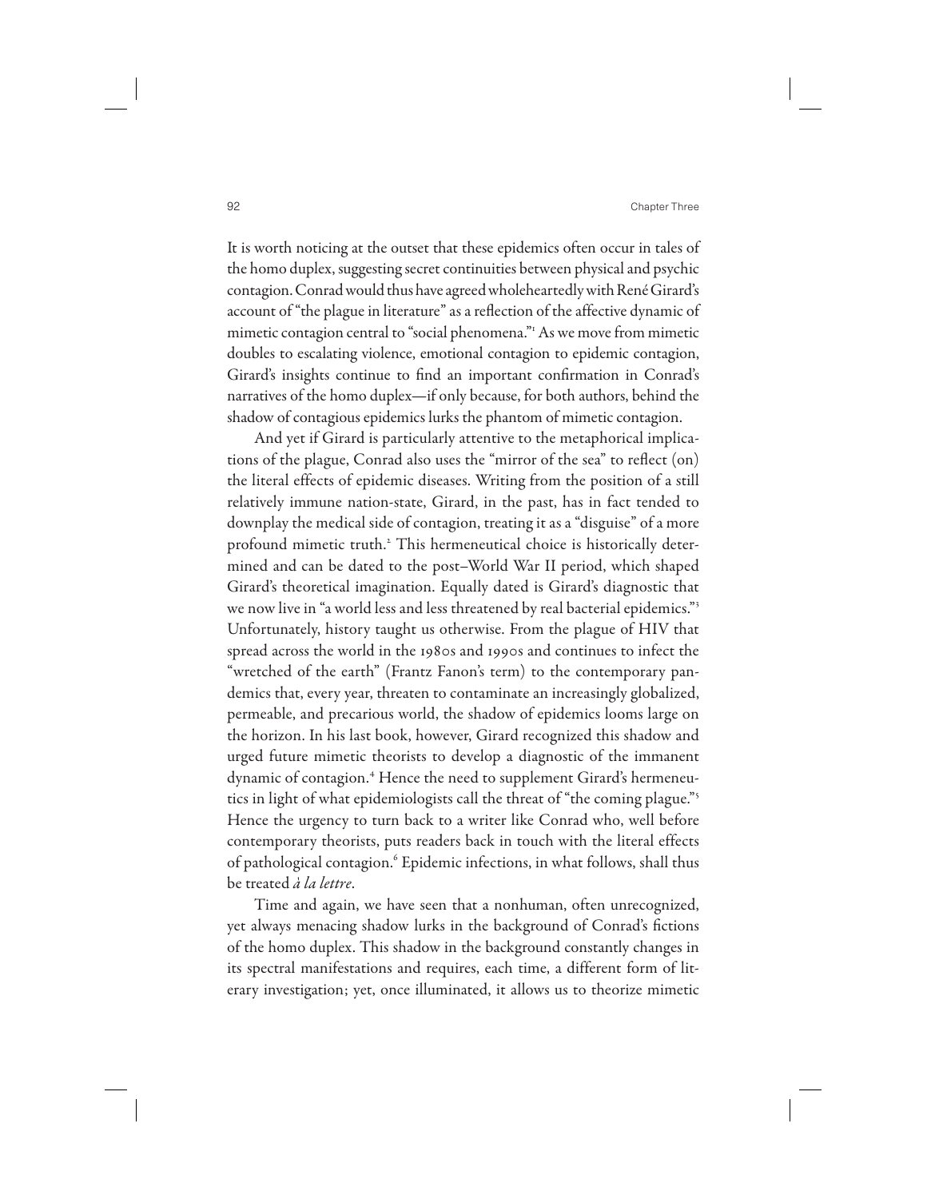It is worth noticing at the outset that these epidemics often occur in tales of the homo duplex, suggesting secret continuities between physical and psychic contagion. Conrad would thus have agreed wholeheartedly with René Girard's account of "the plague in literature" as a reflection of the affective dynamic of mimetic contagion central to "social phenomena."[1] As we move from mimetic doubles to escalating violence, emotional contagion to epidemic contagion, Girard's insights continue to find an important confirmation in Conrad's narratives of the homo duplex—if only because, for both authors, behind the shadow of contagious epidemics lurks the phantom of mimetic contagion.

And yet if Girard is particularly attentive to the metaphorical implications of the plague, Conrad also uses the "mirror of the sea" to reflect (on) the literal effects of epidemic diseases. Writing from the position of a still relatively immune nation-state, Girard, in the past, has in fact tended to downplay the medical side of contagion, treating it as a "disguise" of a more profound mimetic truth.[2] This hermeneutical choice is historically determined and can be dated to the post–World War II period, which shaped Girard's theoretical imagination. Equally dated is Girard's diagnostic that we now live in "a world less and less threatened by real bacterial epidemics."[3] Unfortunately, history taught us otherwise. From the plague of HIV that spread across the world in the 1980s and 1990s and continues to infect the "wretched of the earth" (Frantz Fanon's term) to the contemporary pandemics that, every year, threaten to contaminate an increasingly globalized, permeable, and precarious world, the shadow of epidemics looms large on the horizon. In his last book, however, Girard recognized this shadow and urged future mimetic theorists to develop a diagnostic of the immanent dynamic of contagion.[4] Hence the need to supplement Girard's hermeneutics in light of what epidemiologists call the threat of "the coming plague."[5] Hence the urgency to turn back to a writer like Conrad who, well before contemporary theorists, puts readers back in touch with the literal effects of pathological contagion.[6] Epidemic infections, in what follows, shall thus be treated *à la lettre*.

Time and again, we have seen that a nonhuman, often unrecognized, yet always menacing shadow lurks in the background of Conrad's fictions of the homo duplex. This shadow in the background constantly changes in its spectral manifestations and requires, each time, a different form of literary investigation; yet, once illuminated, it allows us to theorize mimetic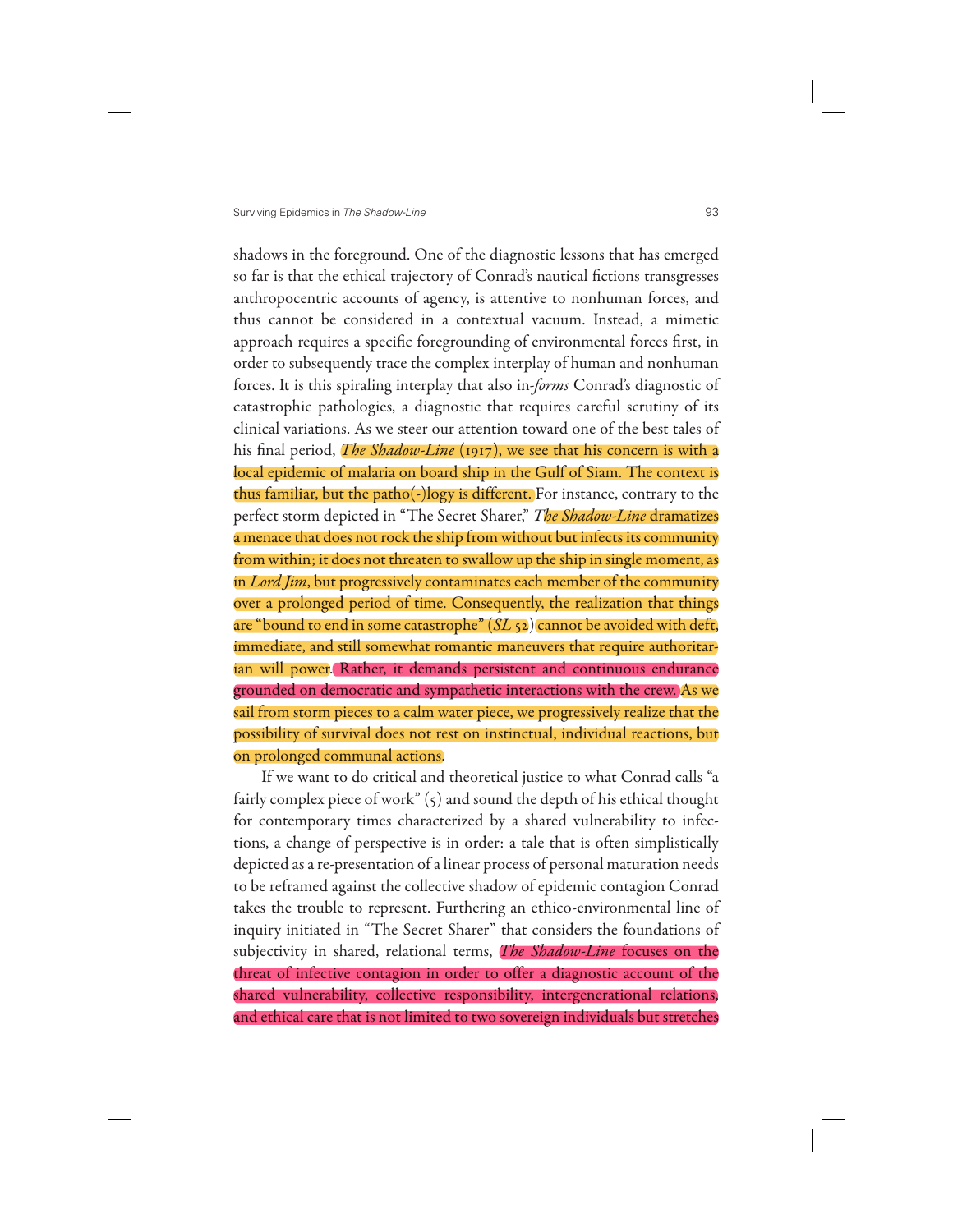shadows in the foreground. One of the diagnostic lessons that has emerged so far is that the ethical trajectory of Conrad's nautical fictions transgresses anthropocentric accounts of agency, is attentive to nonhuman forces, and thus cannot be considered in a contextual vacuum. Instead, a mimetic approach requires a specific foregrounding of environmental forces first, in order to subsequently trace the complex interplay of human and nonhuman forces. It is this spiraling interplay that also in-*forms* Conrad's diagnostic of catastrophic pathologies, a diagnostic that requires careful scrutiny of its clinical variations. As we steer our attention toward one of the best tales of his final period, *The Shadow-Line* (1917), we see that his concern is with a local epidemic of malaria on board ship in the Gulf of Siam. The context is thus familiar, but the patho(-)logy is different. For instance, contrary to the perfect storm depicted in "The Secret Sharer," *The Shadow-Line* dramatizes a menace that does not rock the ship from without but infects its community from within; it does not threaten to swallow up the ship in single moment, as in *Lord Jim*, but progressively contaminates each member of the community over a prolonged period of time. Consequently, the realization that things are "bound to end in some catastrophe" (*SL* 52) cannot be avoided with deft, immediate, and still somewhat romantic maneuvers that require authoritarian will power. Rather, it demands persistent and continuous endurance grounded on democratic and sympathetic interactions with the crew. As we sail from storm pieces to a calm water piece, we progressively realize that the possibility of survival does not rest on instinctual, individual reactions, but on prolonged communal actions.

If we want to do critical and theoretical justice to what Conrad calls "a fairly complex piece of work" (5) and sound the depth of his ethical thought for contemporary times characterized by a shared vulnerability to infections, a change of perspective is in order: a tale that is often simplistically depicted as a re-presentation of a linear process of personal maturation needs to be reframed against the collective shadow of epidemic contagion Conrad takes the trouble to represent. Furthering an ethico-environmental line of inquiry initiated in "The Secret Sharer" that considers the foundations of subjectivity in shared, relational terms, *The Shadow-Line* focuses on the threat of infective contagion in order to offer a diagnostic account of the shared vulnerability, collective responsibility, intergenerational relations, and ethical care that is not limited to two sovereign individuals but stretches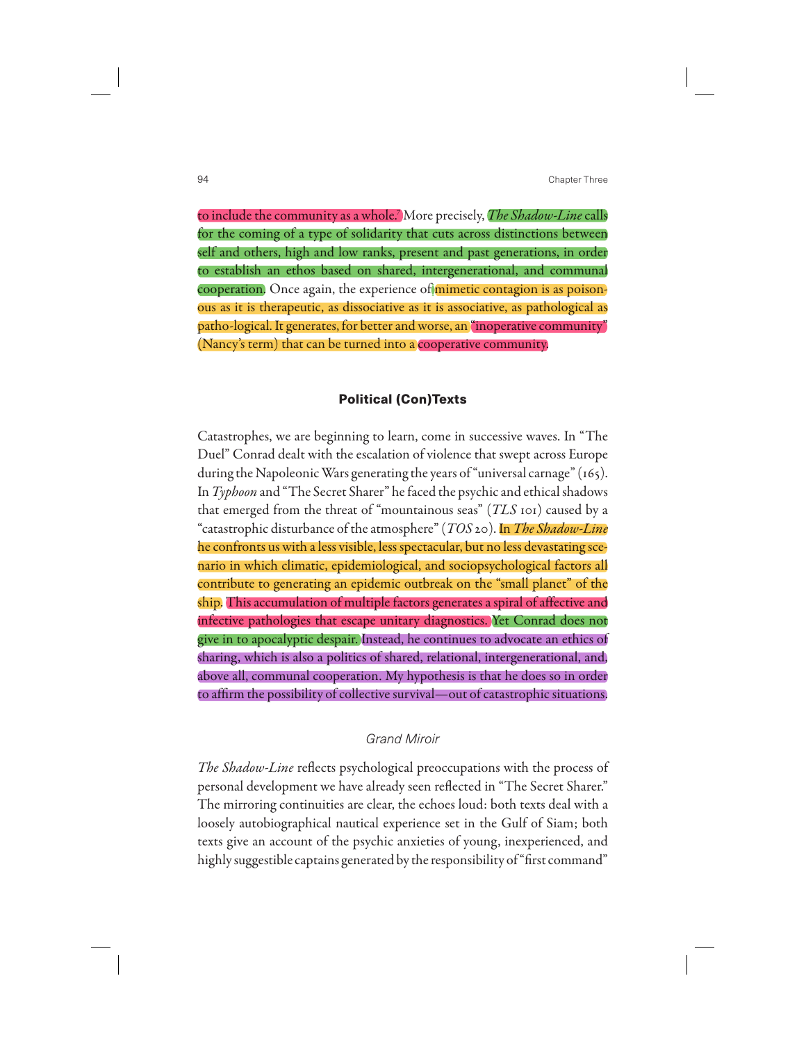to include the community as a whole." More precisely, *The Shadow-Line* calls for the coming of a type of solidarity that cuts across distinctions between self and others, high and low ranks, present and past generations, in order to establish an ethos based on shared, intergenerational, and communal cooperation. Once again, the experience of mimetic contagion is as poisonous as it is therapeutic, as dissociative as it is associative, as pathological as patho-logical. It generates, for better and worse, an "inoperative community" (Nancy's term) that can be turned into a cooperative community.

## Political (Con)Texts

Catastrophes, we are beginning to learn, come in successive waves. In "The Duel" Conrad dealt with the escalation of violence that swept across Europe during the Napoleonic Wars generating the years of "universal carnage" (165). In *Typhoon* and "The Secret Sharer" he faced the psychic and ethical shadows that emerged from the threat of "mountainous seas" (*TLS* 101) caused by a "catastrophic disturbance of the atmosphere" (*TOS* 20). In *The Shadow-Line* he confronts us with a less visible, less spectacular, but no less devastating scenario in which climatic, epidemiological, and sociopsychological factors all contribute to generating an epidemic outbreak on the "small planet" of the ship. This accumulation of multiple factors generates a spiral of affective and infective pathologies that escape unitary diagnostics. Yet Conrad does not give in to apocalyptic despair. Instead, he continues to advocate an ethics of sharing, which is also a politics of shared, relational, intergenerational, and, above all, communal cooperation. My hypothesis is that he does so in order to affirm the possibility of collective survival—out of catastrophic situations.

### *Grand Miroir*

*The Shadow-Line* reflects psychological preoccupations with the process of personal development we have already seen reflected in "The Secret Sharer." The mirroring continuities are clear, the echoes loud: both texts deal with a loosely autobiographical nautical experience set in the Gulf of Siam; both texts give an account of the psychic anxieties of young, inexperienced, and highly suggestible captains generated by the responsibility of "first command"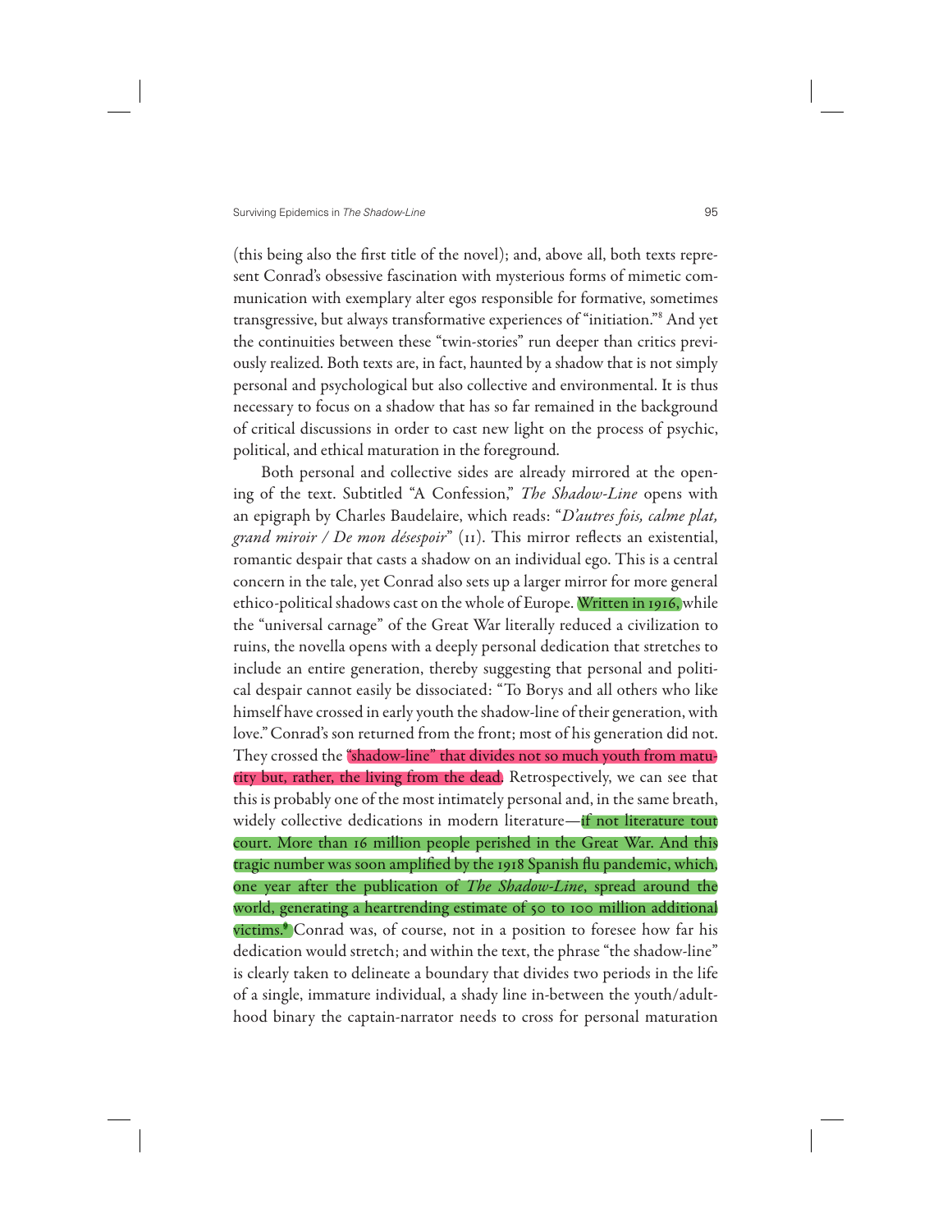(this being also the first title of the novel); and, above all, both texts represent Conrad's obsessive fascination with mysterious forms of mimetic communication with exemplary alter egos responsible for formative, sometimes transgressive, but always transformative experiences of "initiation."[8] And yet the continuities between these "twin-stories" run deeper than critics previously realized. Both texts are, in fact, haunted by a shadow that is not simply personal and psychological but also collective and environmental. It is thus necessary to focus on a shadow that has so far remained in the background of critical discussions in order to cast new light on the process of psychic, political, and ethical maturation in the foreground.

Both personal and collective sides are already mirrored at the opening of the text. Subtitled "A Confession," *The Shadow-Line* opens with an epigraph by Charles Baudelaire, which reads: "*D'autres fois, calme plat, grand miroir / De mon désespoir*" (11). This mirror reflects an existential, romantic despair that casts a shadow on an individual ego. This is a central concern in the tale, yet Conrad also sets up a larger mirror for more general ethico-political shadows cast on the whole of Europe. Written in 1916, while the "universal carnage" of the Great War literally reduced a civilization to ruins, the novella opens with a deeply personal dedication that stretches to include an entire generation, thereby suggesting that personal and political despair cannot easily be dissociated: "To Borys and all others who like himself have crossed in early youth the shadow-line of their generation, with love." Conrad's son returned from the front; most of his generation did not. They crossed the "shadow-line" that divides not so much youth from maturity but, rather, the living from the dead. Retrospectively, we can see that this is probably one of the most intimately personal and, in the same breath, widely collective dedications in modern literature—if not literature tout court. More than 16 million people perished in the Great War. And this tragic number was soon amplified by the 1918 Spanish flu pandemic, which, one year after the publication of *The Shadow-Line*, spread around the world, generating a heartrending estimate of 50 to 100 million additional victims.[9] Conrad was, of course, not in a position to foresee how far his dedication would stretch; and within the text, the phrase "the shadow-line" is clearly taken to delineate a boundary that divides two periods in the life of a single, immature individual, a shady line in-between the youth/adulthood binary the captain-narrator needs to cross for personal maturation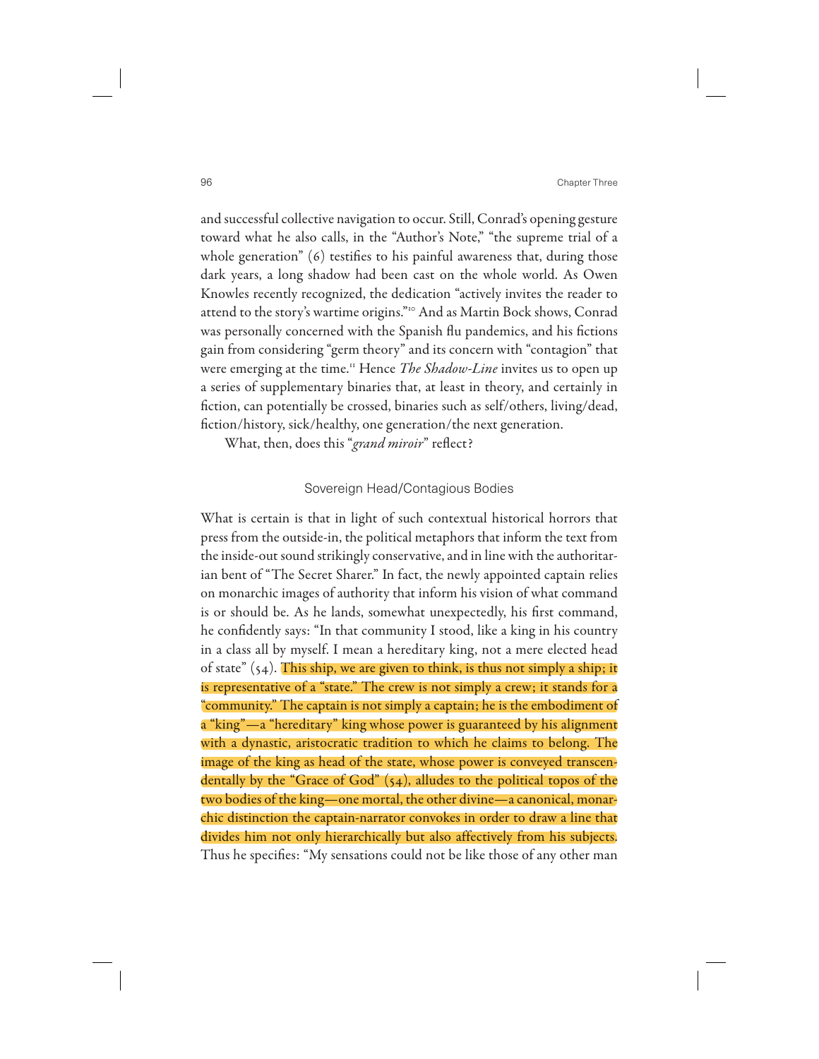and successful collective navigation to occur. Still, Conrad's opening gesture toward what he also calls, in the "Author's Note," "the supreme trial of a whole generation" (6) testifies to his painful awareness that, during those dark years, a long shadow had been cast on the whole world. As Owen Knowles recently recognized, the dedication "actively invites the reader to attend to the story's wartime origins."[10] And as Martin Bock shows, Conrad was personally concerned with the Spanish flu pandemics, and his fictions gain from considering "germ theory" and its concern with "contagion" that were emerging at the time.[11] Hence *The Shadow-Line* invites us to open up a series of supplementary binaries that, at least in theory, and certainly in fiction, can potentially be crossed, binaries such as self/others, living/dead, fiction/history, sick/healthy, one generation/the next generation.

What, then, does this "*grand miroir*" reflect?

## Sovereign Head/Contagious Bodies

What is certain is that in light of such contextual historical horrors that press from the outside-in, the political metaphors that inform the text from the inside-out sound strikingly conservative, and in line with the authoritarian bent of "The Secret Sharer." In fact, the newly appointed captain relies on monarchic images of authority that inform his vision of what command is or should be. As he lands, somewhat unexpectedly, his first command, he confidently says: "In that community I stood, like a king in his country in a class all by myself. I mean a hereditary king, not a mere elected head of state" (54). This ship, we are given to think, is thus not simply a ship; it is representative of a "state." The crew is not simply a crew; it stands for a "community." The captain is not simply a captain; he is the embodiment of a "king"—a "hereditary" king whose power is guaranteed by his alignment with a dynastic, aristocratic tradition to which he claims to belong. The image of the king as head of the state, whose power is conveyed transcendentally by the "Grace of God" (54), alludes to the political topos of the two bodies of the king—one mortal, the other divine—a canonical, monarchic distinction the captain-narrator convokes in order to draw a line that divides him not only hierarchically but also affectively from his subjects. Thus he specifies: "My sensations could not be like those of any other man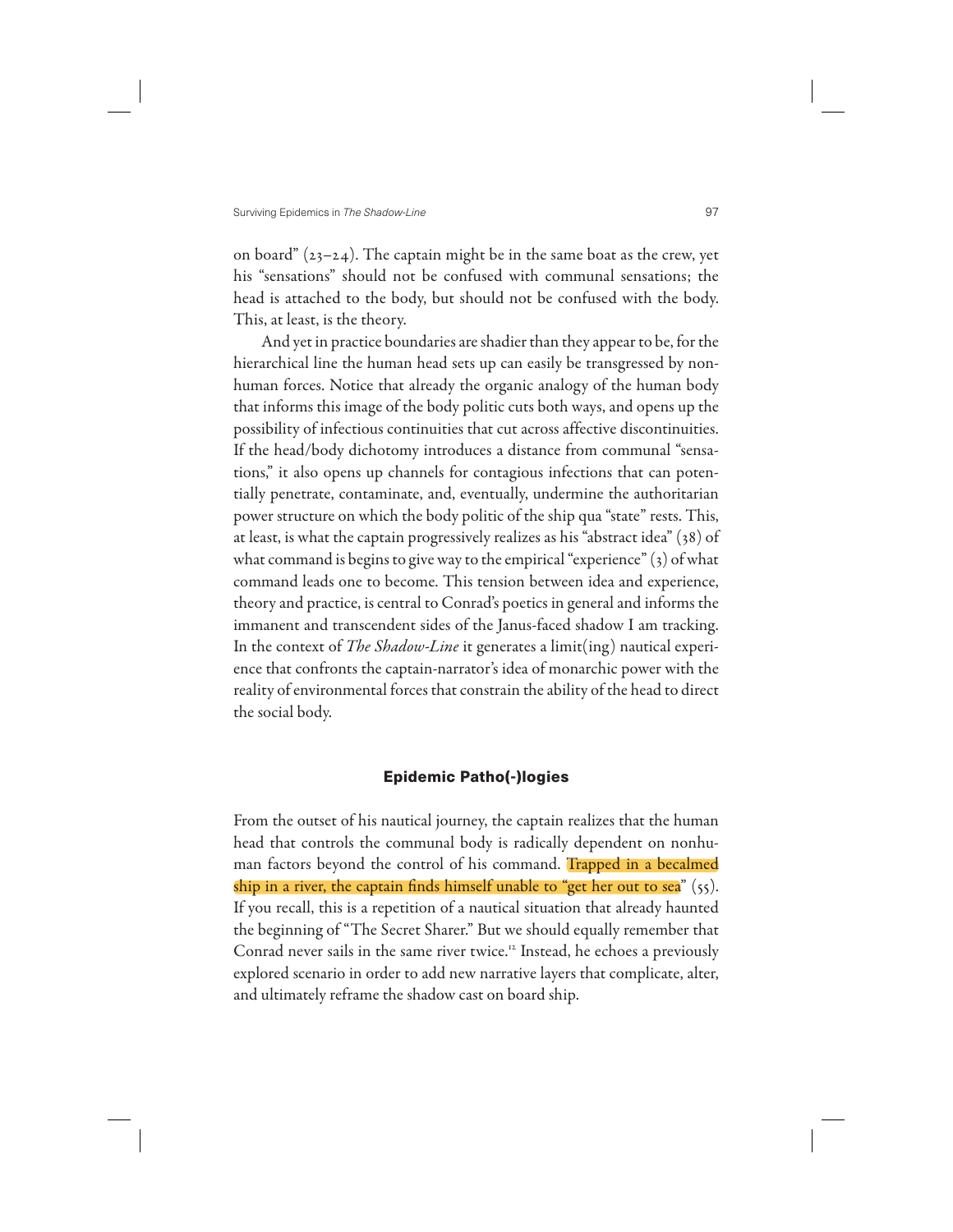on board" (23–24). The captain might be in the same boat as the crew, yet his "sensations" should not be confused with communal sensations; the head is attached to the body, but should not be confused with the body. This, at least, is the theory.

And yet in practice boundaries are shadier than they appear to be, for the hierarchical line the human head sets up can easily be transgressed by nonhuman forces. Notice that already the organic analogy of the human body that informs this image of the body politic cuts both ways, and opens up the possibility of infectious continuities that cut across affective discontinuities. If the head/body dichotomy introduces a distance from communal "sensations," it also opens up channels for contagious infections that can potentially penetrate, contaminate, and, eventually, undermine the authoritarian power structure on which the body politic of the ship qua "state" rests. This, at least, is what the captain progressively realizes as his "abstract idea" (38) of what command is begins to give way to the empirical "experience" (3) of what command leads one to become. This tension between idea and experience, theory and practice, is central to Conrad's poetics in general and informs the immanent and transcendent sides of the Janus-faced shadow I am tracking. In the context of *The Shadow-Line* it generates a limit(ing) nautical experience that confronts the captain-narrator's idea of monarchic power with the reality of environmental forces that constrain the ability of the head to direct the social body.

## Epidemic Patho(-)logies

From the outset of his nautical journey, the captain realizes that the human head that controls the communal body is radically dependent on nonhuman factors beyond the control of his command. Trapped in a becalmed ship in a river, the captain finds himself unable to "get her out to sea" (55). If you recall, this is a repetition of a nautical situation that already haunted the beginning of "The Secret Sharer." But we should equally remember that Conrad never sails in the same river twice.[12] Instead, he echoes a previously explored scenario in order to add new narrative layers that complicate, alter, and ultimately reframe the shadow cast on board ship.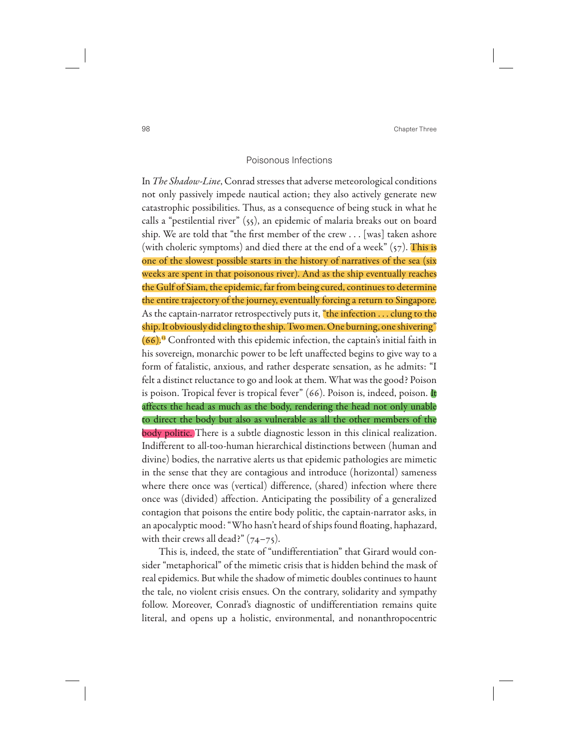## Poisonous Infections

In *The Shadow-Line*, Conrad stresses that adverse meteorological conditions not only passively impede nautical action; they also actively generate new catastrophic possibilities. Thus, as a consequence of being stuck in what he calls a "pestilential river" (55), an epidemic of malaria breaks out on board ship. We are told that "the first member of the crew . . . [was] taken ashore (with choleric symptoms) and died there at the end of a week" (57). This is one of the slowest possible starts in the history of narratives of the sea (six weeks are spent in that poisonous river). And as the ship eventually reaches the Gulf of Siam, the epidemic, far from being cured, continues to determine the entire trajectory of the journey, eventually forcing a return to Singapore. As the captain-narrator retrospectively puts it, "the infection . . . clung to the ship. It obviously did cling to the ship. Two men. One burning, one shivering" (66).[13] Confronted with this epidemic infection, the captain's initial faith in his sovereign, monarchic power to be left unaffected begins to give way to a form of fatalistic, anxious, and rather desperate sensation, as he admits: "I felt a distinct reluctance to go and look at them. What was the good? Poison is poison. Tropical fever is tropical fever" (66). Poison is, indeed, poison. It affects the head as much as the body, rendering the head not only unable to direct the body but also as vulnerable as all the other members of the body politic. There is a subtle diagnostic lesson in this clinical realization. Indifferent to all-too-human hierarchical distinctions between (human and divine) bodies, the narrative alerts us that epidemic pathologies are mimetic in the sense that they are contagious and introduce (horizontal) sameness where there once was (vertical) difference, (shared) infection where there once was (divided) affection. Anticipating the possibility of a generalized contagion that poisons the entire body politic, the captain-narrator asks, in an apocalyptic mood: "Who hasn't heard of ships found floating, haphazard, with their crews all dead?" (74–75).

This is, indeed, the state of "undifferentiation" that Girard would consider "metaphorical" of the mimetic crisis that is hidden behind the mask of real epidemics. But while the shadow of mimetic doubles continues to haunt the tale, no violent crisis ensues. On the contrary, solidarity and sympathy follow. Moreover, Conrad's diagnostic of undifferentiation remains quite literal, and opens up a holistic, environmental, and nonanthropocentric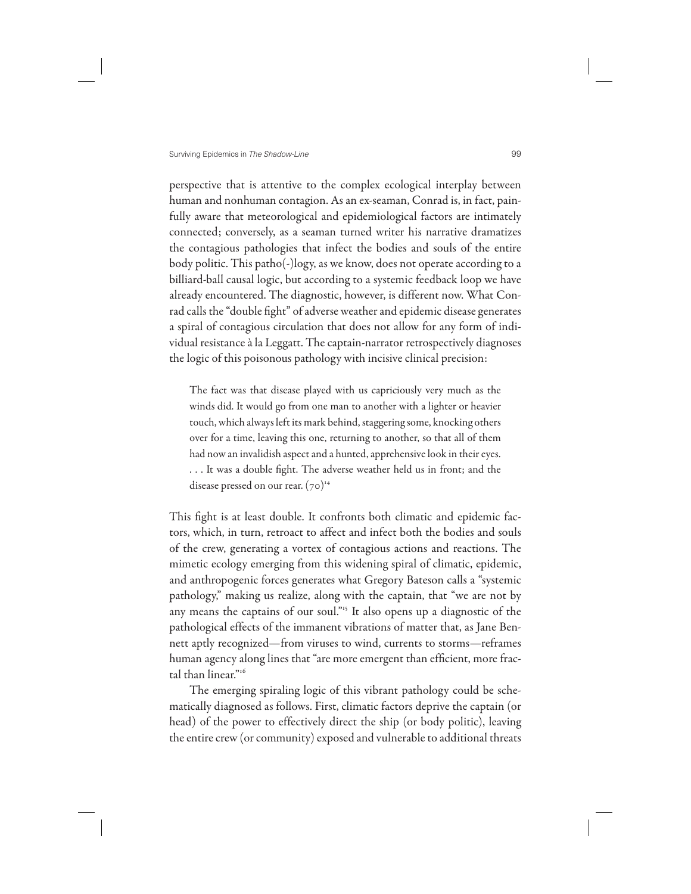perspective that is attentive to the complex ecological interplay between human and nonhuman contagion. As an ex-seaman, Conrad is, in fact, painfully aware that meteorological and epidemiological factors are intimately connected; conversely, as a seaman turned writer his narrative dramatizes the contagious pathologies that infect the bodies and souls of the entire body politic. This patho(-)logy, as we know, does not operate according to a billiard-ball causal logic, but according to a systemic feedback loop we have already encountered. The diagnostic, however, is different now. What Conrad calls the "double fight" of adverse weather and epidemic disease generates a spiral of contagious circulation that does not allow for any form of individual resistance à la Leggatt. The captain-narrator retrospectively diagnoses the logic of this poisonous pathology with incisive clinical precision:

> The fact was that disease played with us capriciously very much as the winds did. It would go from one man to another with a lighter or heavier touch, which always left its mark behind, staggering some, knocking others over for a time, leaving this one, returning to another, so that all of them had now an invalidish aspect and a hunted, apprehensive look in their eyes. . . . It was a double fight. The adverse weather held us in front; and the disease pressed on our rear. (70)[14]

This fight is at least double. It confronts both climatic and epidemic factors, which, in turn, retroact to affect and infect both the bodies and souls of the crew, generating a vortex of contagious actions and reactions. The mimetic ecology emerging from this widening spiral of climatic, epidemic, and anthropogenic forces generates what Gregory Bateson calls a "systemic pathology," making us realize, along with the captain, that "we are not by any means the captains of our soul."[15] It also opens up a diagnostic of the pathological effects of the immanent vibrations of matter that, as Jane Bennett aptly recognized—from viruses to wind, currents to storms—reframes human agency along lines that "are more emergent than efficient, more fractal than linear."[16]

The emerging spiraling logic of this vibrant pathology could be schematically diagnosed as follows. First, climatic factors deprive the captain (or head) of the power to effectively direct the ship (or body politic), leaving the entire crew (or community) exposed and vulnerable to additional threats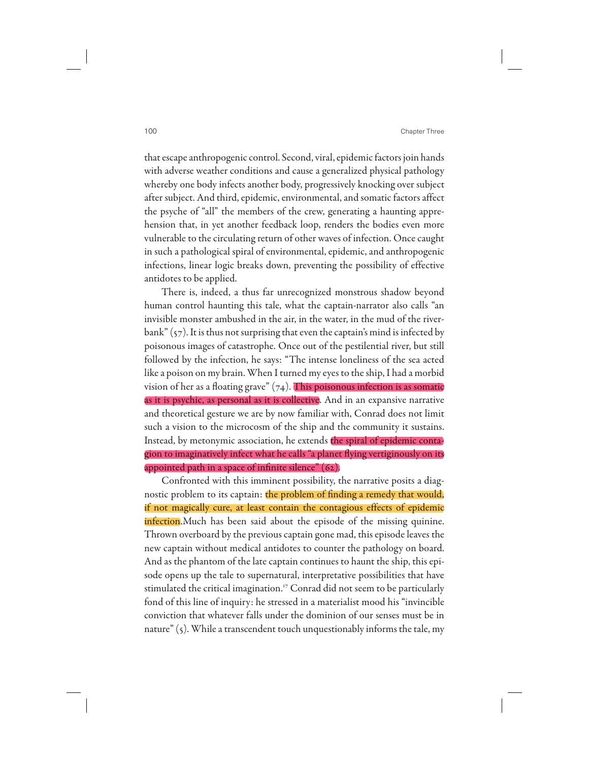that escape anthropogenic control. Second, viral, epidemic factors join hands with adverse weather conditions and cause a generalized physical pathology whereby one body infects another body, progressively knocking over subject after subject. And third, epidemic, environmental, and somatic factors affect the psyche of "all" the members of the crew, generating a haunting apprehension that, in yet another feedback loop, renders the bodies even more vulnerable to the circulating return of other waves of infection. Once caught in such a pathological spiral of environmental, epidemic, and anthropogenic infections, linear logic breaks down, preventing the possibility of effective antidotes to be applied.

There is, indeed, a thus far unrecognized monstrous shadow beyond human control haunting this tale, what the captain-narrator also calls "an invisible monster ambushed in the air, in the water, in the mud of the riverbank" (57). It is thus not surprising that even the captain's mind is infected by poisonous images of catastrophe. Once out of the pestilential river, but still followed by the infection, he says: "The intense loneliness of the sea acted like a poison on my brain. When I turned my eyes to the ship, I had a morbid vision of her as a floating grave" (74). This poisonous infection is as somatic as it is psychic, as personal as it is collective. And in an expansive narrative and theoretical gesture we are by now familiar with, Conrad does not limit such a vision to the microcosm of the ship and the community it sustains. Instead, by metonymic association, he extends the spiral of epidemic contagion to imaginatively infect what he calls "a planet flying vertiginously on its appointed path in a space of infinite silence" (62).

Confronted with this imminent possibility, the narrative posits a diagnostic problem to its captain: the problem of finding a remedy that would, if not magically cure, at least contain the contagious effects of epidemic infection.Much has been said about the episode of the missing quinine. Thrown overboard by the previous captain gone mad, this episode leaves the new captain without medical antidotes to counter the pathology on board. And as the phantom of the late captain continues to haunt the ship, this episode opens up the tale to supernatural, interpretative possibilities that have stimulated the critical imagination.[17] Conrad did not seem to be particularly fond of this line of inquiry: he stressed in a materialist mood his "invincible conviction that whatever falls under the dominion of our senses must be in nature" (5). While a transcendent touch unquestionably informs the tale, my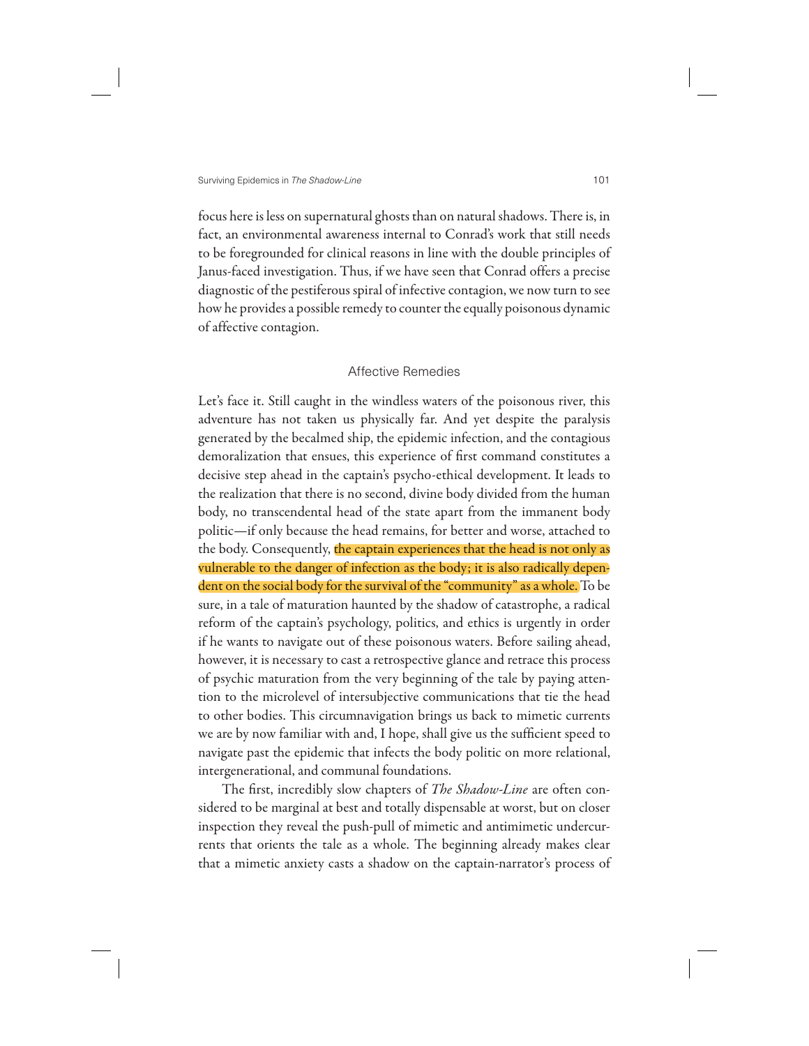focus here is less on supernatural ghosts than on natural shadows. There is, in fact, an environmental awareness internal to Conrad's work that still needs to be foregrounded for clinical reasons in line with the double principles of Janus-faced investigation. Thus, if we have seen that Conrad offers a precise diagnostic of the pestiferous spiral of infective contagion, we now turn to see how he provides a possible remedy to counter the equally poisonous dynamic of affective contagion.

## Affective Remedies

Let's face it. Still caught in the windless waters of the poisonous river, this adventure has not taken us physically far. And yet despite the paralysis generated by the becalmed ship, the epidemic infection, and the contagious demoralization that ensues, this experience of first command constitutes a decisive step ahead in the captain's psycho-ethical development. It leads to the realization that there is no second, divine body divided from the human body, no transcendental head of the state apart from the immanent body politic—if only because the head remains, for better and worse, attached to the body. Consequently, the captain experiences that the head is not only as vulnerable to the danger of infection as the body; it is also radically dependent on the social body for the survival of the "community" as a whole. To be sure, in a tale of maturation haunted by the shadow of catastrophe, a radical reform of the captain's psychology, politics, and ethics is urgently in order if he wants to navigate out of these poisonous waters. Before sailing ahead, however, it is necessary to cast a retrospective glance and retrace this process of psychic maturation from the very beginning of the tale by paying attention to the microlevel of intersubjective communications that tie the head to other bodies. This circumnavigation brings us back to mimetic currents we are by now familiar with and, I hope, shall give us the sufficient speed to navigate past the epidemic that infects the body politic on more relational, intergenerational, and communal foundations.

The first, incredibly slow chapters of *The Shadow-Line* are often considered to be marginal at best and totally dispensable at worst, but on closer inspection they reveal the push-pull of mimetic and antimimetic undercurrents that orients the tale as a whole. The beginning already makes clear that a mimetic anxiety casts a shadow on the captain-narrator's process of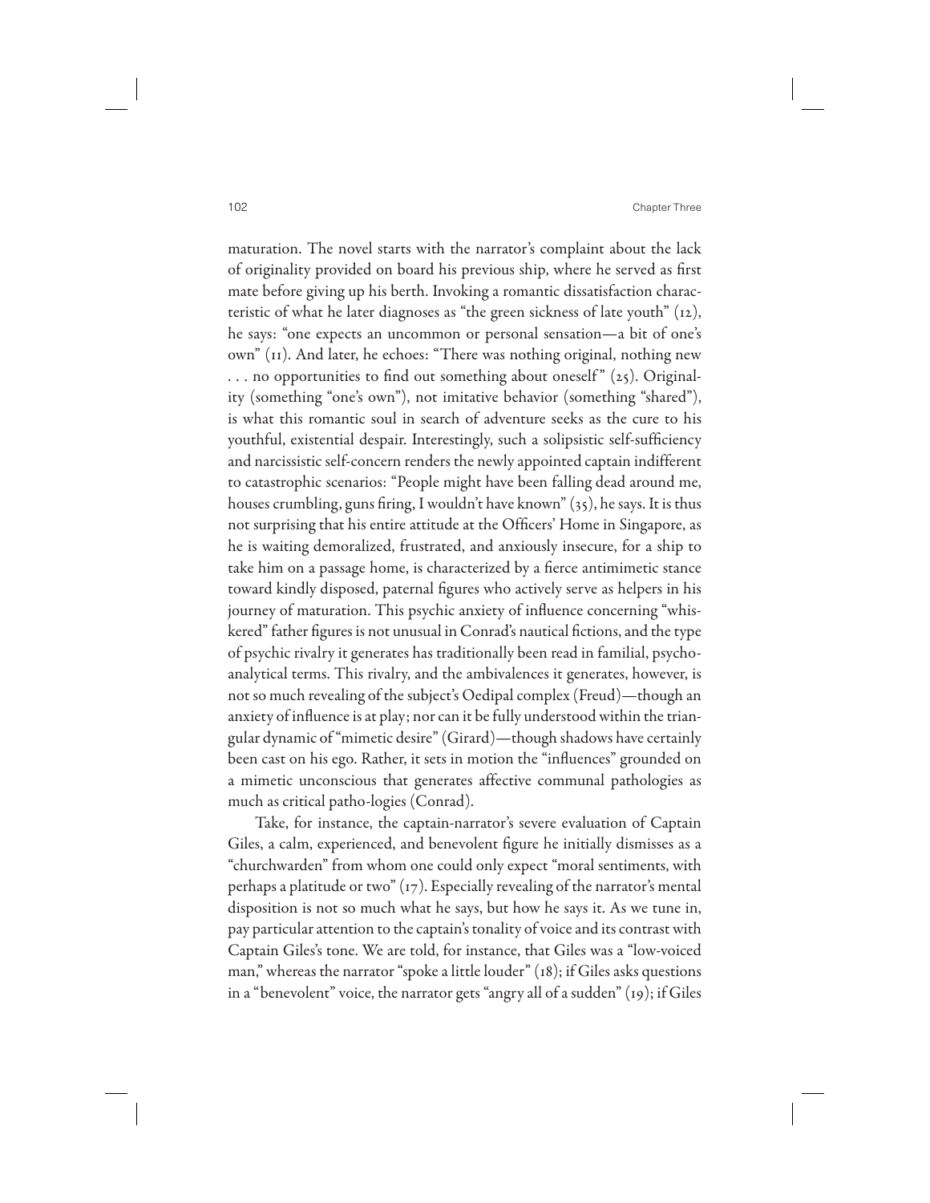maturation. The novel starts with the narrator's complaint about the lack of originality provided on board his previous ship, where he served as first mate before giving up his berth. Invoking a romantic dissatisfaction characteristic of what he later diagnoses as "the green sickness of late youth" (12), he says: "one expects an uncommon or personal sensation—a bit of one's own" (11). And later, he echoes: "There was nothing original, nothing new . . . no opportunities to find out something about oneself" (25). Originality (something "one's own"), not imitative behavior (something "shared"), is what this romantic soul in search of adventure seeks as the cure to his youthful, existential despair. Interestingly, such a solipsistic self-sufficiency and narcissistic self-concern renders the newly appointed captain indifferent to catastrophic scenarios: "People might have been falling dead around me, houses crumbling, guns firing, I wouldn't have known" (35), he says. It is thus not surprising that his entire attitude at the Officers' Home in Singapore, as he is waiting demoralized, frustrated, and anxiously insecure, for a ship to take him on a passage home, is characterized by a fierce antimimetic stance toward kindly disposed, paternal figures who actively serve as helpers in his journey of maturation. This psychic anxiety of influence concerning "whiskered" father figures is not unusual in Conrad's nautical fictions, and the type of psychic rivalry it generates has traditionally been read in familial, psychoanalytical terms. This rivalry, and the ambivalences it generates, however, is not so much revealing of the subject's Oedipal complex (Freud)—though an anxiety of influence is at play; nor can it be fully understood within the triangular dynamic of "mimetic desire" (Girard)—though shadows have certainly been cast on his ego. Rather, it sets in motion the "influences" grounded on a mimetic unconscious that generates affective communal pathologies as much as critical patho-logies (Conrad).

Take, for instance, the captain-narrator's severe evaluation of Captain Giles, a calm, experienced, and benevolent figure he initially dismisses as a "churchwarden" from whom one could only expect "moral sentiments, with perhaps a platitude or two" (17). Especially revealing of the narrator's mental disposition is not so much what he says, but how he says it. As we tune in, pay particular attention to the captain's tonality of voice and its contrast with Captain Giles's tone. We are told, for instance, that Giles was a "low-voiced man," whereas the narrator "spoke a little louder" (18); if Giles asks questions in a "benevolent" voice, the narrator gets "angry all of a sudden" (19); if Giles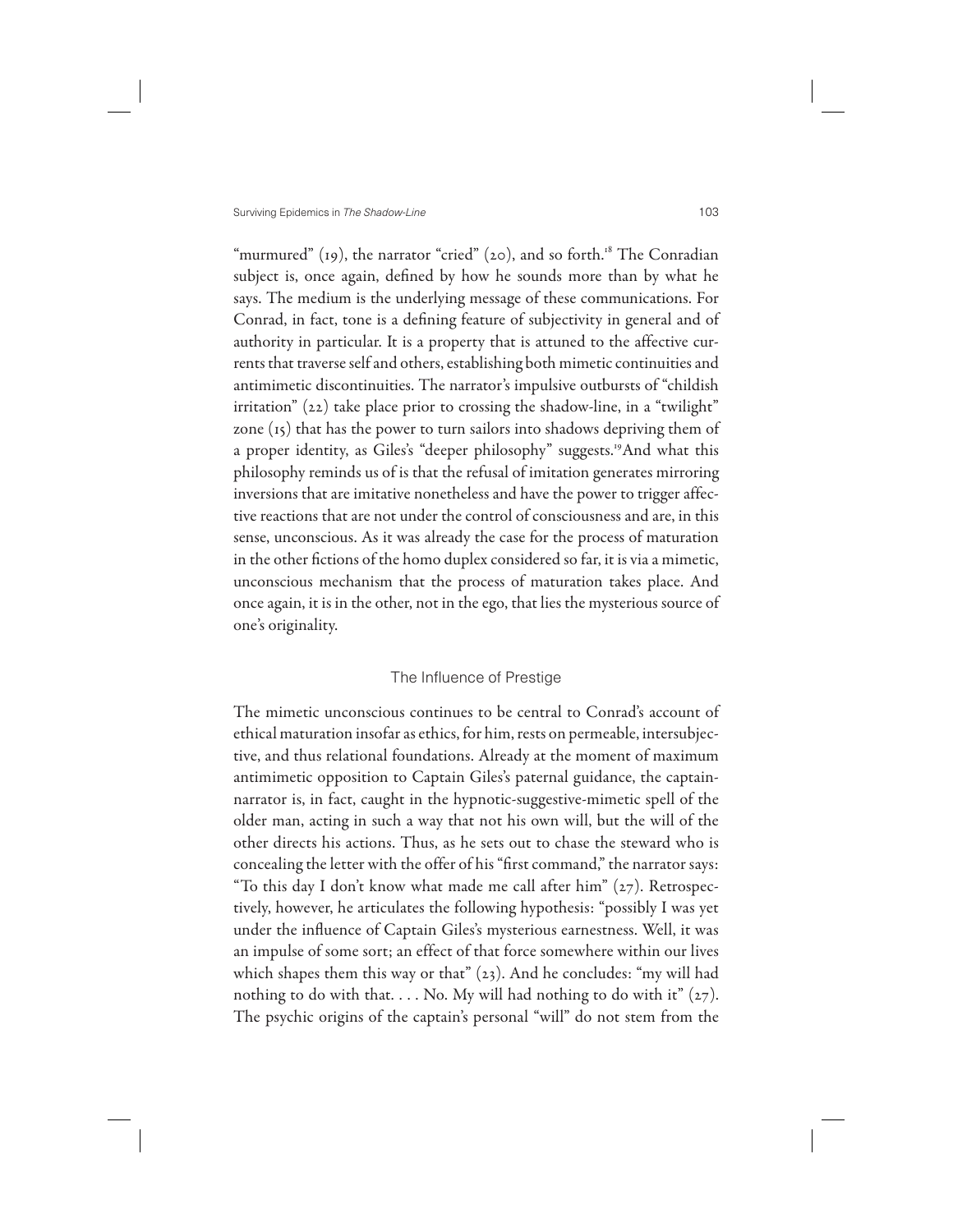"murmured" (19), the narrator "cried" (20), and so forth.[18] The Conradian subject is, once again, defined by how he sounds more than by what he says. The medium is the underlying message of these communications. For Conrad, in fact, tone is a defining feature of subjectivity in general and of authority in particular. It is a property that is attuned to the affective currents that traverse self and others, establishing both mimetic continuities and antimimetic discontinuities. The narrator's impulsive outbursts of "childish irritation" (22) take place prior to crossing the shadow-line, in a "twilight" zone (15) that has the power to turn sailors into shadows depriving them of a proper identity, as Giles's "deeper philosophy" suggests.[19] And what this philosophy reminds us of is that the refusal of imitation generates mirroring inversions that are imitative nonetheless and have the power to trigger affective reactions that are not under the control of consciousness and are, in this sense, unconscious. As it was already the case for the process of maturation in the other fictions of the homo duplex considered so far, it is via a mimetic, unconscious mechanism that the process of maturation takes place. And once again, it is in the other, not in the ego, that lies the mysterious source of one's originality.

## The Influence of Prestige

The mimetic unconscious continues to be central to Conrad's account of ethical maturation insofar as ethics, for him, rests on permeable, intersubjective, and thus relational foundations. Already at the moment of maximum antimimetic opposition to Captain Giles's paternal guidance, the captain-narrator is, in fact, caught in the hypnotic-suggestive-mimetic spell of the older man, acting in such a way that not his own will, but the will of the other directs his actions. Thus, as he sets out to chase the steward who is concealing the letter with the offer of his "first command," the narrator says: "To this day I don't know what made me call after him" (27). Retrospectively, however, he articulates the following hypothesis: "possibly I was yet under the influence of Captain Giles's mysterious earnestness. Well, it was an impulse of some sort; an effect of that force somewhere within our lives which shapes them this way or that" (23). And he concludes: "my will had nothing to do with that. . . . No. My will had nothing to do with it" (27). The psychic origins of the captain's personal "will" do not stem from the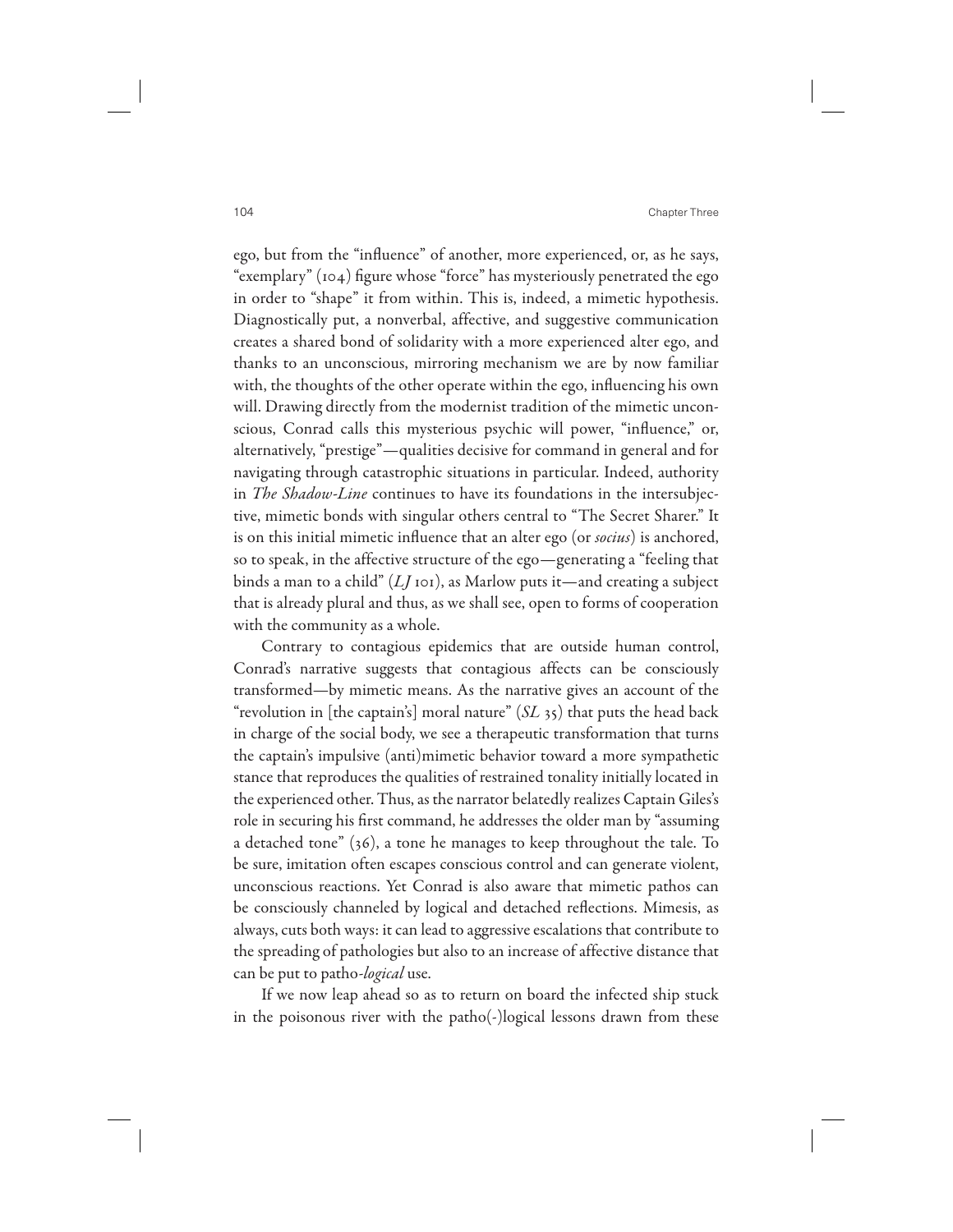ego, but from the "influence" of another, more experienced, or, as he says, "exemplary" (104) figure whose "force" has mysteriously penetrated the ego in order to "shape" it from within. This is, indeed, a mimetic hypothesis. Diagnostically put, a nonverbal, affective, and suggestive communication creates a shared bond of solidarity with a more experienced alter ego, and thanks to an unconscious, mirroring mechanism we are by now familiar with, the thoughts of the other operate within the ego, influencing his own will. Drawing directly from the modernist tradition of the mimetic unconscious, Conrad calls this mysterious psychic will power, "influence," or, alternatively, "prestige"—qualities decisive for command in general and for navigating through catastrophic situations in particular. Indeed, authority in *The Shadow-Line* continues to have its foundations in the intersubjective, mimetic bonds with singular others central to "The Secret Sharer." It is on this initial mimetic influence that an alter ego (or *socius*) is anchored, so to speak, in the affective structure of the ego—generating a "feeling that binds a man to a child" (*LJ* 101), as Marlow puts it—and creating a subject that is already plural and thus, as we shall see, open to forms of cooperation with the community as a whole.

Contrary to contagious epidemics that are outside human control, Conrad's narrative suggests that contagious affects can be consciously transformed—by mimetic means. As the narrative gives an account of the "revolution in [the captain's] moral nature" (*SL* 35) that puts the head back in charge of the social body, we see a therapeutic transformation that turns the captain's impulsive (anti)mimetic behavior toward a more sympathetic stance that reproduces the qualities of restrained tonality initially located in the experienced other. Thus, as the narrator belatedly realizes Captain Giles's role in securing his first command, he addresses the older man by "assuming a detached tone" (36), a tone he manages to keep throughout the tale. To be sure, imitation often escapes conscious control and can generate violent, unconscious reactions. Yet Conrad is also aware that mimetic pathos can be consciously channeled by logical and detached reflections. Mimesis, as always, cuts both ways: it can lead to aggressive escalations that contribute to the spreading of pathologies but also to an increase of affective distance that can be put to patho-*logical* use.

If we now leap ahead so as to return on board the infected ship stuck in the poisonous river with the patho(-)logical lessons drawn from these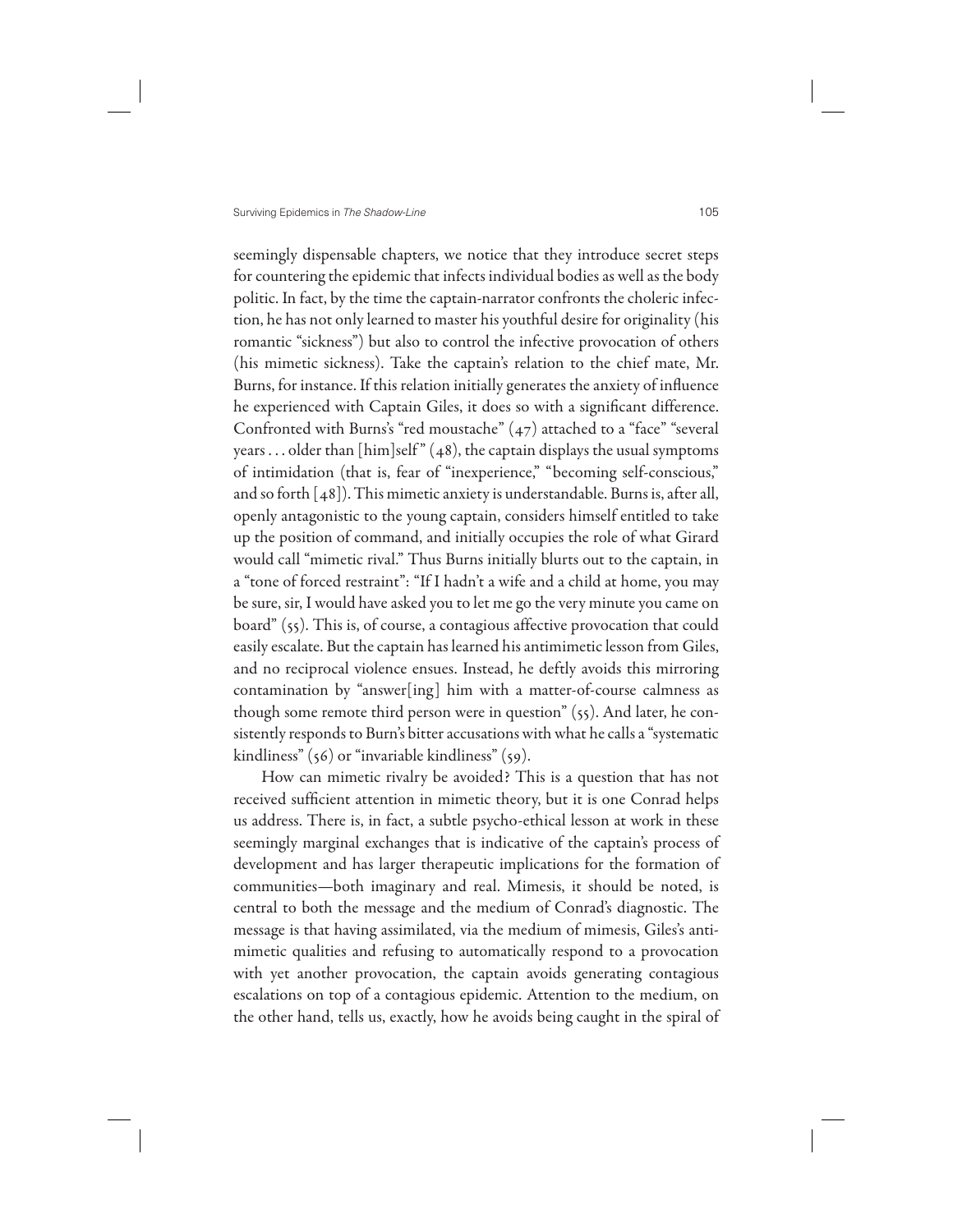seemingly dispensable chapters, we notice that they introduce secret steps for countering the epidemic that infects individual bodies as well as the body politic. In fact, by the time the captain-narrator confronts the choleric infection, he has not only learned to master his youthful desire for originality (his romantic "sickness") but also to control the infective provocation of others (his mimetic sickness). Take the captain's relation to the chief mate, Mr. Burns, for instance. If this relation initially generates the anxiety of influence he experienced with Captain Giles, it does so with a significant difference. Confronted with Burns's "red moustache" (47) attached to a "face" "several years . . . older than [him]self" (48), the captain displays the usual symptoms of intimidation (that is, fear of "inexperience," "becoming self-conscious," and so forth [48]). This mimetic anxiety is understandable. Burns is, after all, openly antagonistic to the young captain, considers himself entitled to take up the position of command, and initially occupies the role of what Girard would call "mimetic rival." Thus Burns initially blurts out to the captain, in a "tone of forced restraint": "If I hadn't a wife and a child at home, you may be sure, sir, I would have asked you to let me go the very minute you came on board" (55). This is, of course, a contagious affective provocation that could easily escalate. But the captain has learned his antimimetic lesson from Giles, and no reciprocal violence ensues. Instead, he deftly avoids this mirroring contamination by "answer[ing] him with a matter-of-course calmness as though some remote third person were in question" (55). And later, he consistently responds to Burn's bitter accusations with what he calls a "systematic kindliness" (56) or "invariable kindliness" (59).

How can mimetic rivalry be avoided? This is a question that has not received sufficient attention in mimetic theory, but it is one Conrad helps us address. There is, in fact, a subtle psycho-ethical lesson at work in these seemingly marginal exchanges that is indicative of the captain's process of development and has larger therapeutic implications for the formation of communities—both imaginary and real. Mimesis, it should be noted, is central to both the message and the medium of Conrad's diagnostic. The message is that having assimilated, via the medium of mimesis, Giles's antimimetic qualities and refusing to automatically respond to a provocation with yet another provocation, the captain avoids generating contagious escalations on top of a contagious epidemic. Attention to the medium, on the other hand, tells us, exactly, how he avoids being caught in the spiral of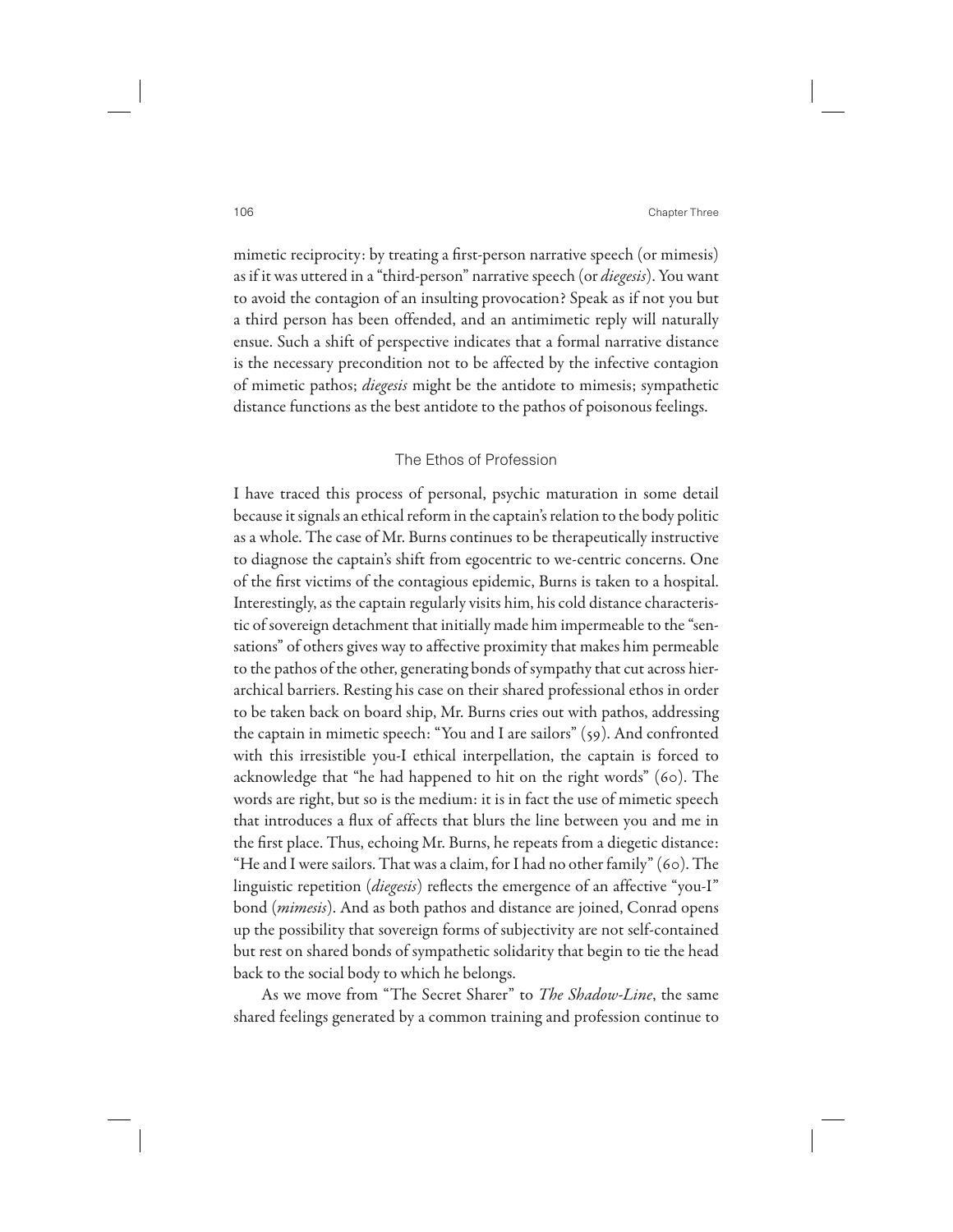mimetic reciprocity: by treating a first-person narrative speech (or mimesis) as if it was uttered in a "third-person" narrative speech (or *diegesis*). You want to avoid the contagion of an insulting provocation? Speak as if not you but a third person has been offended, and an antimimetic reply will naturally ensue. Such a shift of perspective indicates that a formal narrative distance is the necessary precondition not to be affected by the infective contagion of mimetic pathos; *diegesis* might be the antidote to mimesis; sympathetic distance functions as the best antidote to the pathos of poisonous feelings.

## The Ethos of Profession

I have traced this process of personal, psychic maturation in some detail because it signals an ethical reform in the captain's relation to the body politic as a whole. The case of Mr. Burns continues to be therapeutically instructive to diagnose the captain's shift from egocentric to we-centric concerns. One of the first victims of the contagious epidemic, Burns is taken to a hospital. Interestingly, as the captain regularly visits him, his cold distance characteristic of sovereign detachment that initially made him impermeable to the "sensations" of others gives way to affective proximity that makes him permeable to the pathos of the other, generating bonds of sympathy that cut across hierarchical barriers. Resting his case on their shared professional ethos in order to be taken back on board ship, Mr. Burns cries out with pathos, addressing the captain in mimetic speech: "You and I are sailors" (59). And confronted with this irresistible you-I ethical interpellation, the captain is forced to acknowledge that "he had happened to hit on the right words" (60). The words are right, but so is the medium: it is in fact the use of mimetic speech that introduces a flux of affects that blurs the line between you and me in the first place. Thus, echoing Mr. Burns, he repeats from a diegetic distance: "He and I were sailors. That was a claim, for I had no other family" (60). The linguistic repetition (*diegesis*) reflects the emergence of an affective "you-I" bond (*mimesis*). And as both pathos and distance are joined, Conrad opens up the possibility that sovereign forms of subjectivity are not self-contained but rest on shared bonds of sympathetic solidarity that begin to tie the head back to the social body to which he belongs.

As we move from "The Secret Sharer" to *The Shadow-Line*, the same shared feelings generated by a common training and profession continue to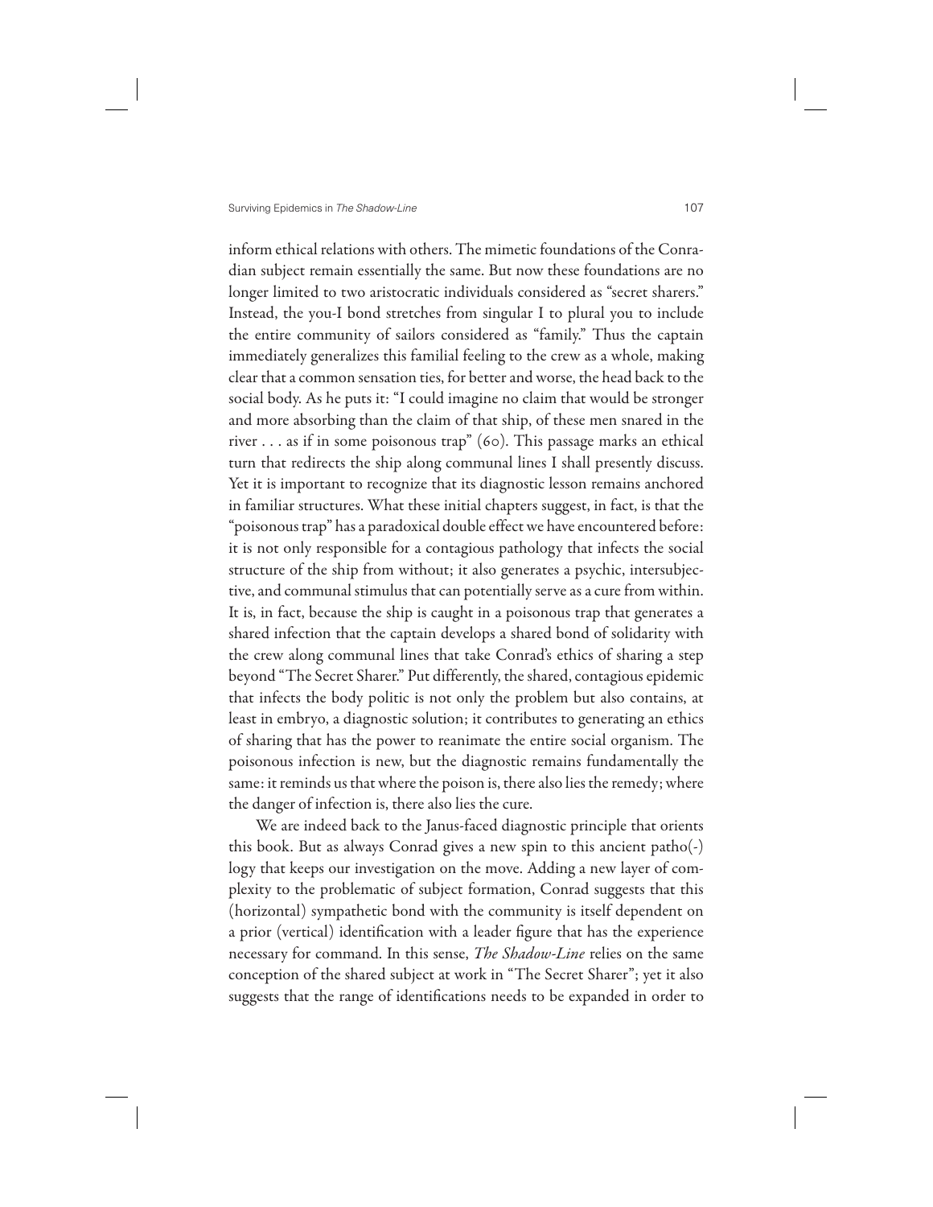inform ethical relations with others. The mimetic foundations of the Conradian subject remain essentially the same. But now these foundations are no longer limited to two aristocratic individuals considered as "secret sharers." Instead, the you-I bond stretches from singular I to plural you to include the entire community of sailors considered as "family." Thus the captain immediately generalizes this familial feeling to the crew as a whole, making clear that a common sensation ties, for better and worse, the head back to the social body. As he puts it: "I could imagine no claim that would be stronger and more absorbing than the claim of that ship, of these men snared in the river . . . as if in some poisonous trap" (60). This passage marks an ethical turn that redirects the ship along communal lines I shall presently discuss. Yet it is important to recognize that its diagnostic lesson remains anchored in familiar structures. What these initial chapters suggest, in fact, is that the "poisonous trap" has a paradoxical double effect we have encountered before: it is not only responsible for a contagious pathology that infects the social structure of the ship from without; it also generates a psychic, intersubjective, and communal stimulus that can potentially serve as a cure from within. It is, in fact, because the ship is caught in a poisonous trap that generates a shared infection that the captain develops a shared bond of solidarity with the crew along communal lines that take Conrad's ethics of sharing a step beyond "The Secret Sharer." Put differently, the shared, contagious epidemic that infects the body politic is not only the problem but also contains, at least in embryo, a diagnostic solution; it contributes to generating an ethics of sharing that has the power to reanimate the entire social organism. The poisonous infection is new, but the diagnostic remains fundamentally the same: it reminds us that where the poison is, there also lies the remedy; where the danger of infection is, there also lies the cure.

We are indeed back to the Janus-faced diagnostic principle that orients this book. But as always Conrad gives a new spin to this ancient patho(-)logy that keeps our investigation on the move. Adding a new layer of complexity to the problematic of subject formation, Conrad suggests that this (horizontal) sympathetic bond with the community is itself dependent on a prior (vertical) identification with a leader figure that has the experience necessary for command. In this sense, *The Shadow-Line* relies on the same conception of the shared subject at work in "The Secret Sharer"; yet it also suggests that the range of identifications needs to be expanded in order to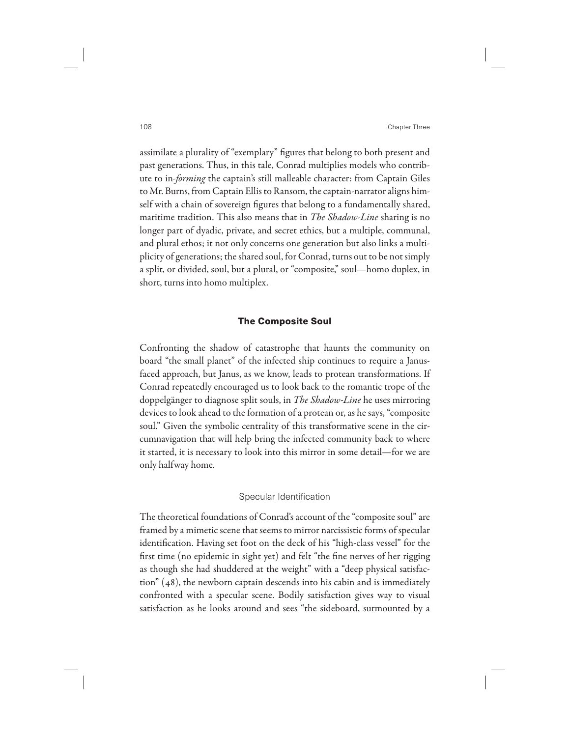assimilate a plurality of "exemplary" figures that belong to both present and past generations. Thus, in this tale, Conrad multiplies models who contribute to in-*forming* the captain's still malleable character: from Captain Giles to Mr. Burns, from Captain Ellis to Ransom, the captain-narrator aligns himself with a chain of sovereign figures that belong to a fundamentally shared, maritime tradition. This also means that in *The Shadow-Line* sharing is no longer part of dyadic, private, and secret ethics, but a multiple, communal, and plural ethos; it not only concerns one generation but also links a multiplicity of generations; the shared soul, for Conrad, turns out to be not simply a split, or divided, soul, but a plural, or "composite," soul—homo duplex, in short, turns into homo multiplex.

## The Composite Soul

Confronting the shadow of catastrophe that haunts the community on board "the small planet" of the infected ship continues to require a Janus-faced approach, but Janus, as we know, leads to protean transformations. If Conrad repeatedly encouraged us to look back to the romantic trope of the doppelgänger to diagnose split souls, in *The Shadow-Line* he uses mirroring devices to look ahead to the formation of a protean or, as he says, "composite soul." Given the symbolic centrality of this transformative scene in the circumnavigation that will help bring the infected community back to where it started, it is necessary to look into this mirror in some detail—for we are only halfway home.

### Specular Identification

The theoretical foundations of Conrad's account of the "composite soul" are framed by a mimetic scene that seems to mirror narcissistic forms of specular identification. Having set foot on the deck of his "high-class vessel" for the first time (no epidemic in sight yet) and felt "the fine nerves of her rigging as though she had shuddered at the weight" with a "deep physical satisfaction" (48), the newborn captain descends into his cabin and is immediately confronted with a specular scene. Bodily satisfaction gives way to visual satisfaction as he looks around and sees "the sideboard, surmounted by a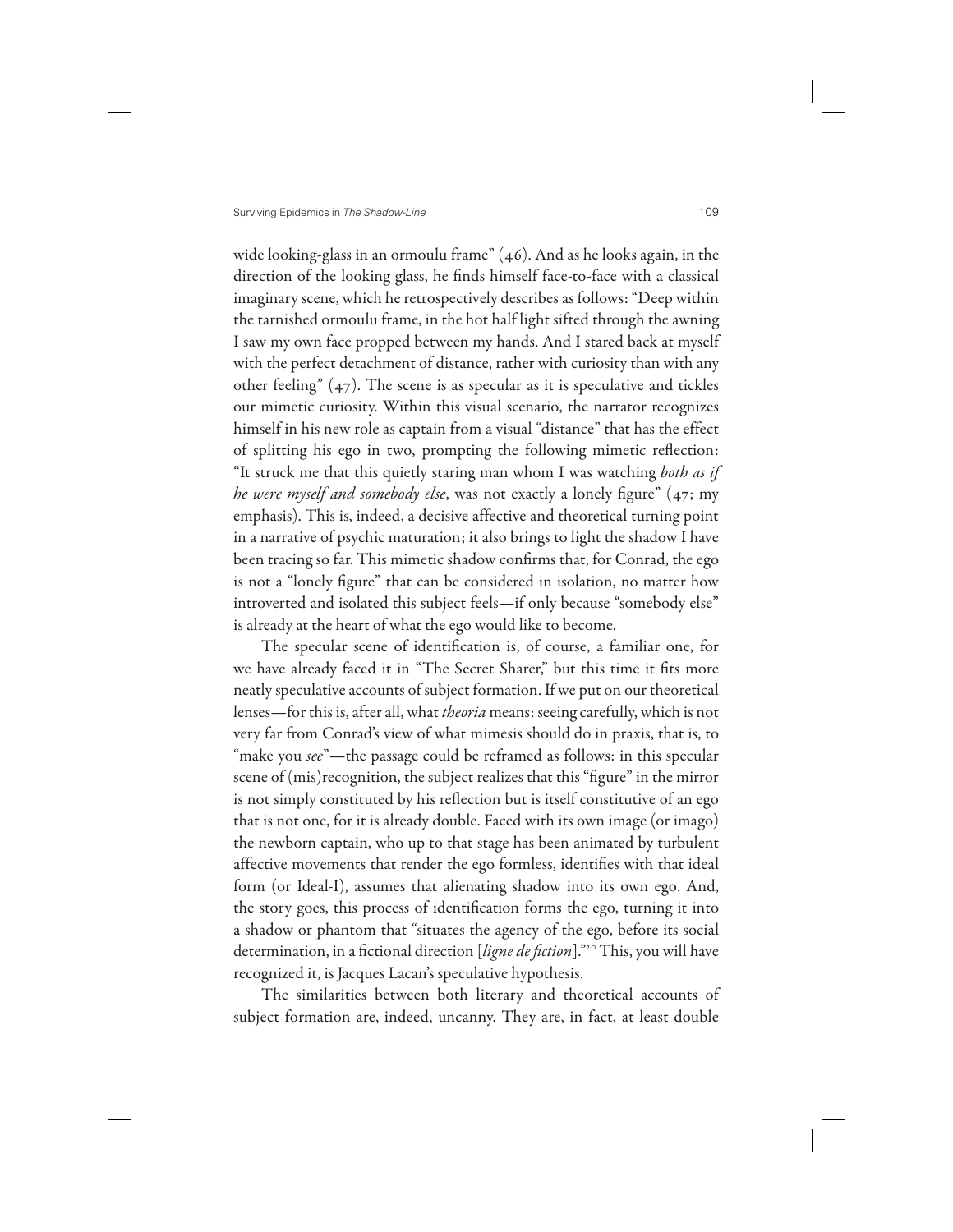wide looking-glass in an ormoulu frame" (46). And as he looks again, in the direction of the looking glass, he finds himself face-to-face with a classical imaginary scene, which he retrospectively describes as follows: "Deep within the tarnished ormoulu frame, in the hot half light sifted through the awning I saw my own face propped between my hands. And I stared back at myself with the perfect detachment of distance, rather with curiosity than with any other feeling" (47). The scene is as specular as it is speculative and tickles our mimetic curiosity. Within this visual scenario, the narrator recognizes himself in his new role as captain from a visual "distance" that has the effect of splitting his ego in two, prompting the following mimetic reflection: "It struck me that this quietly staring man whom I was watching *both as if he were myself and somebody else*, was not exactly a lonely figure" (47; my emphasis). This is, indeed, a decisive affective and theoretical turning point in a narrative of psychic maturation; it also brings to light the shadow I have been tracing so far. This mimetic shadow confirms that, for Conrad, the ego is not a "lonely figure" that can be considered in isolation, no matter how introverted and isolated this subject feels—if only because "somebody else" is already at the heart of what the ego would like to become.

The specular scene of identification is, of course, a familiar one, for we have already faced it in "The Secret Sharer," but this time it fits more neatly speculative accounts of subject formation. If we put on our theoretical lenses—for this is, after all, what *theoria* means: seeing carefully, which is not very far from Conrad's view of what mimesis should do in praxis, that is, to "make you *see*"—the passage could be reframed as follows: in this specular scene of (mis)recognition, the subject realizes that this "figure" in the mirror is not simply constituted by his reflection but is itself constitutive of an ego that is not one, for it is already double. Faced with its own image (or imago) the newborn captain, who up to that stage has been animated by turbulent affective movements that render the ego formless, identifies with that ideal form (or Ideal-I), assumes that alienating shadow into its own ego. And, the story goes, this process of identification forms the ego, turning it into a shadow or phantom that "situates the agency of the ego, before its social determination, in a fictional direction [*ligne de fiction*]."[20] This, you will have recognized it, is Jacques Lacan's speculative hypothesis.

The similarities between both literary and theoretical accounts of subject formation are, indeed, uncanny. They are, in fact, at least double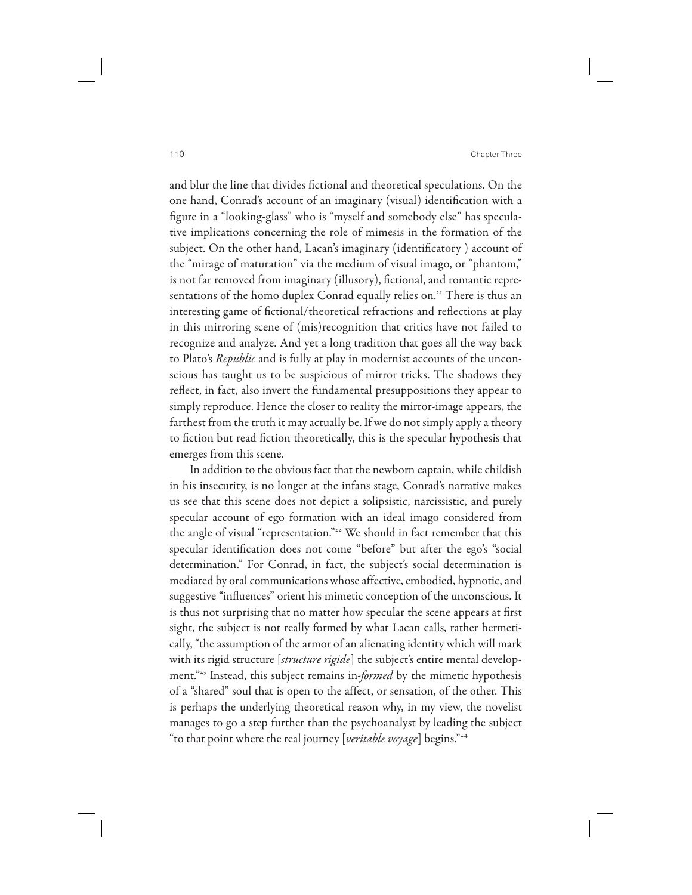and blur the line that divides fictional and theoretical speculations. On the one hand, Conrad's account of an imaginary (visual) identification with a figure in a "looking-glass" who is "myself and somebody else" has speculative implications concerning the role of mimesis in the formation of the subject. On the other hand, Lacan's imaginary (identificatory ) account of the "mirage of maturation" via the medium of visual imago, or "phantom," is not far removed from imaginary (illusory), fictional, and romantic representations of the homo duplex Conrad equally relies on.[21] There is thus an interesting game of fictional/theoretical refractions and reflections at play in this mirroring scene of (mis)recognition that critics have not failed to recognize and analyze. And yet a long tradition that goes all the way back to Plato's *Republic* and is fully at play in modernist accounts of the unconscious has taught us to be suspicious of mirror tricks. The shadows they reflect, in fact, also invert the fundamental presuppositions they appear to simply reproduce. Hence the closer to reality the mirror-image appears, the farthest from the truth it may actually be. If we do not simply apply a theory to fiction but read fiction theoretically, this is the specular hypothesis that emerges from this scene.

In addition to the obvious fact that the newborn captain, while childish in his insecurity, is no longer at the infans stage, Conrad's narrative makes us see that this scene does not depict a solipsistic, narcissistic, and purely specular account of ego formation with an ideal imago considered from the angle of visual "representation."[22] We should in fact remember that this specular identification does not come "before" but after the ego's "social determination." For Conrad, in fact, the subject's social determination is mediated by oral communications whose affective, embodied, hypnotic, and suggestive "influences" orient his mimetic conception of the unconscious. It is thus not surprising that no matter how specular the scene appears at first sight, the subject is not really formed by what Lacan calls, rather hermetically, "the assumption of the armor of an alienating identity which will mark with its rigid structure [*structure rigide*] the subject's entire mental development."[23] Instead, this subject remains in-*formed* by the mimetic hypothesis of a "shared" soul that is open to the affect, or sensation, of the other. This is perhaps the underlying theoretical reason why, in my view, the novelist manages to go a step further than the psychoanalyst by leading the subject "to that point where the real journey [*veritable voyage*] begins."[24]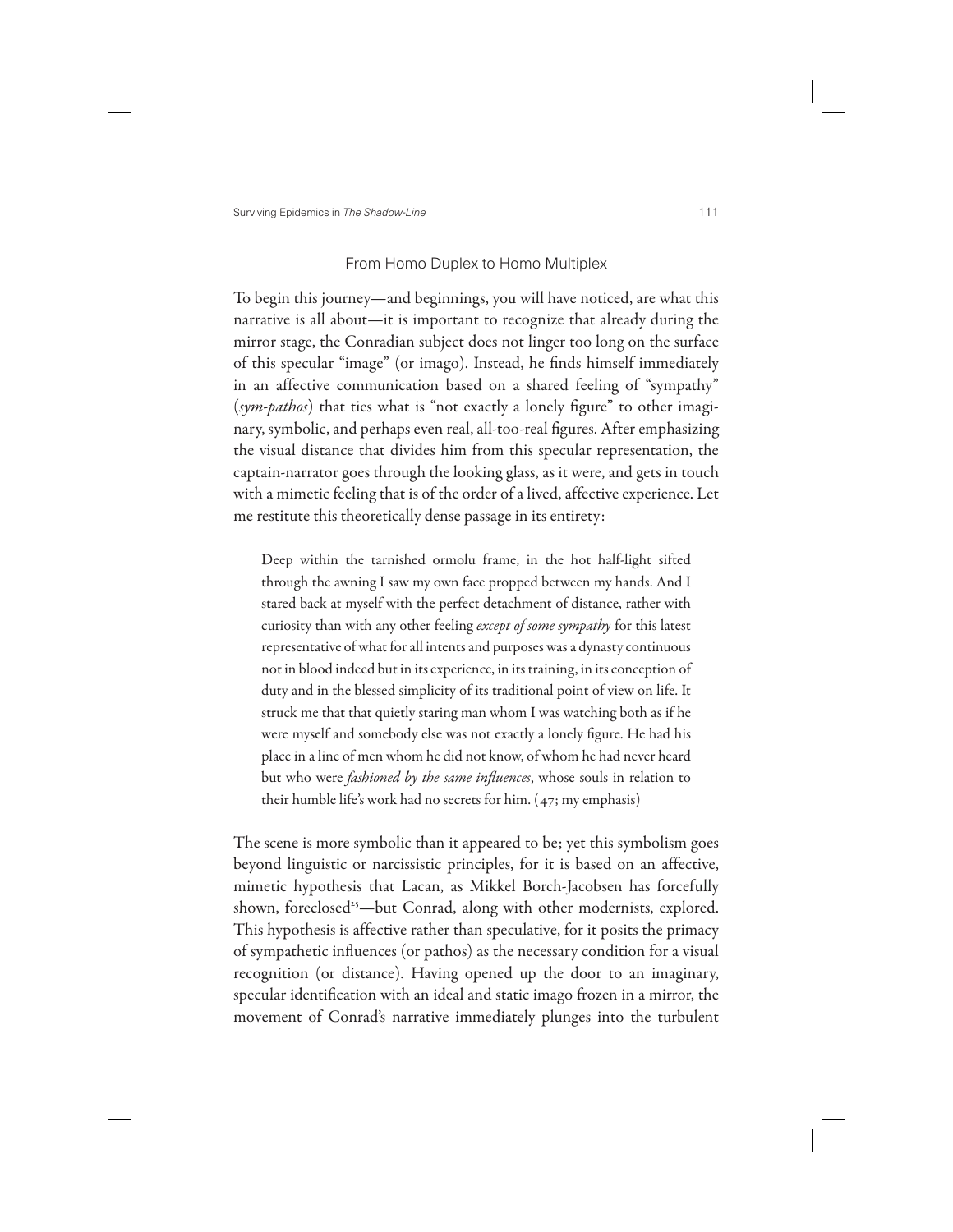## From Homo Duplex to Homo Multiplex

To begin this journey—and beginnings, you will have noticed, are what this narrative is all about—it is important to recognize that already during the mirror stage, the Conradian subject does not linger too long on the surface of this specular "image" (or imago). Instead, he finds himself immediately in an affective communication based on a shared feeling of "sympathy" (*sym-pathos*) that ties what is "not exactly a lonely figure" to other imaginary, symbolic, and perhaps even real, all-too-real figures. After emphasizing the visual distance that divides him from this specular representation, the captain-narrator goes through the looking glass, as it were, and gets in touch with a mimetic feeling that is of the order of a lived, affective experience. Let me restitute this theoretically dense passage in its entirety:

> Deep within the tarnished ormolu frame, in the hot half-light sifted through the awning I saw my own face propped between my hands. And I stared back at myself with the perfect detachment of distance, rather with curiosity than with any other feeling *except of some sympathy* for this latest representative of what for all intents and purposes was a dynasty continuous not in blood indeed but in its experience, in its training, in its conception of duty and in the blessed simplicity of its traditional point of view on life. It struck me that that quietly staring man whom I was watching both as if he were myself and somebody else was not exactly a lonely figure. He had his place in a line of men whom he did not know, of whom he had never heard but who were *fashioned by the same influences*, whose souls in relation to their humble life's work had no secrets for him. (47; my emphasis)

The scene is more symbolic than it appeared to be; yet this symbolism goes beyond linguistic or narcissistic principles, for it is based on an affective, mimetic hypothesis that Lacan, as Mikkel Borch-Jacobsen has forcefully shown, foreclosed[25]—but Conrad, along with other modernists, explored. This hypothesis is affective rather than speculative, for it posits the primacy of sympathetic influences (or pathos) as the necessary condition for a visual recognition (or distance). Having opened up the door to an imaginary, specular identification with an ideal and static imago frozen in a mirror, the movement of Conrad's narrative immediately plunges into the turbulent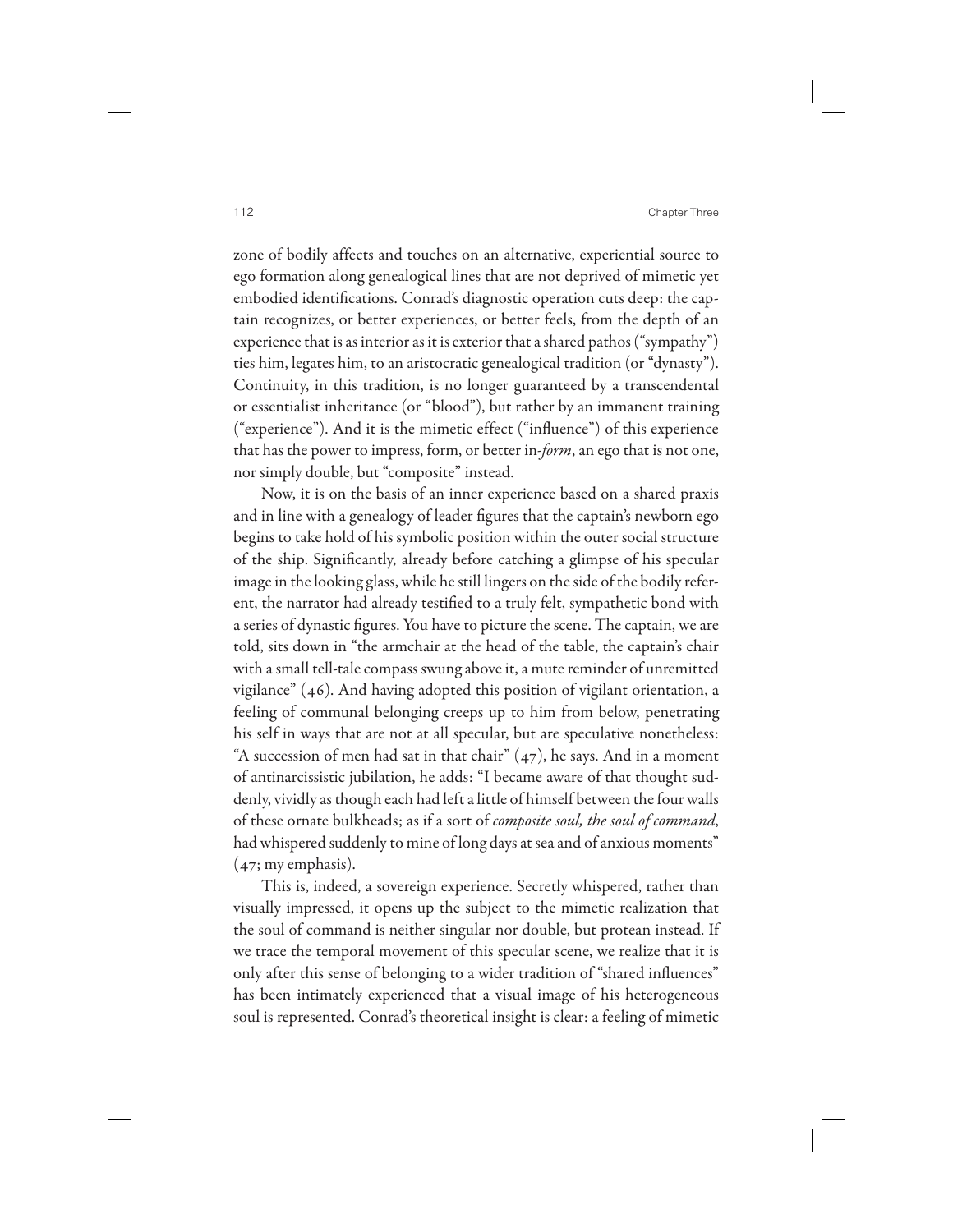zone of bodily affects and touches on an alternative, experiential source to ego formation along genealogical lines that are not deprived of mimetic yet embodied identifications. Conrad's diagnostic operation cuts deep: the captain recognizes, or better experiences, or better feels, from the depth of an experience that is as interior as it is exterior that a shared pathos ("sympathy") ties him, legates him, to an aristocratic genealogical tradition (or "dynasty"). Continuity, in this tradition, is no longer guaranteed by a transcendental or essentialist inheritance (or "blood"), but rather by an immanent training ("experience"). And it is the mimetic effect ("influence") of this experience that has the power to impress, form, or better in-*form*, an ego that is not one, nor simply double, but "composite" instead.

Now, it is on the basis of an inner experience based on a shared praxis and in line with a genealogy of leader figures that the captain's newborn ego begins to take hold of his symbolic position within the outer social structure of the ship. Significantly, already before catching a glimpse of his specular image in the looking glass, while he still lingers on the side of the bodily referent, the narrator had already testified to a truly felt, sympathetic bond with a series of dynastic figures. You have to picture the scene. The captain, we are told, sits down in "the armchair at the head of the table, the captain's chair with a small tell-tale compass swung above it, a mute reminder of unremitted vigilance" (46). And having adopted this position of vigilant orientation, a feeling of communal belonging creeps up to him from below, penetrating his self in ways that are not at all specular, but are speculative nonetheless: "A succession of men had sat in that chair" (47), he says. And in a moment of antinarcissistic jubilation, he adds: "I became aware of that thought suddenly, vividly as though each had left a little of himself between the four walls of these ornate bulkheads; as if a sort of *composite soul, the soul of command*, had whispered suddenly to mine of long days at sea and of anxious moments" (47; my emphasis).

This is, indeed, a sovereign experience. Secretly whispered, rather than visually impressed, it opens up the subject to the mimetic realization that the soul of command is neither singular nor double, but protean instead. If we trace the temporal movement of this specular scene, we realize that it is only after this sense of belonging to a wider tradition of "shared influences" has been intimately experienced that a visual image of his heterogeneous soul is represented. Conrad's theoretical insight is clear: a feeling of mimetic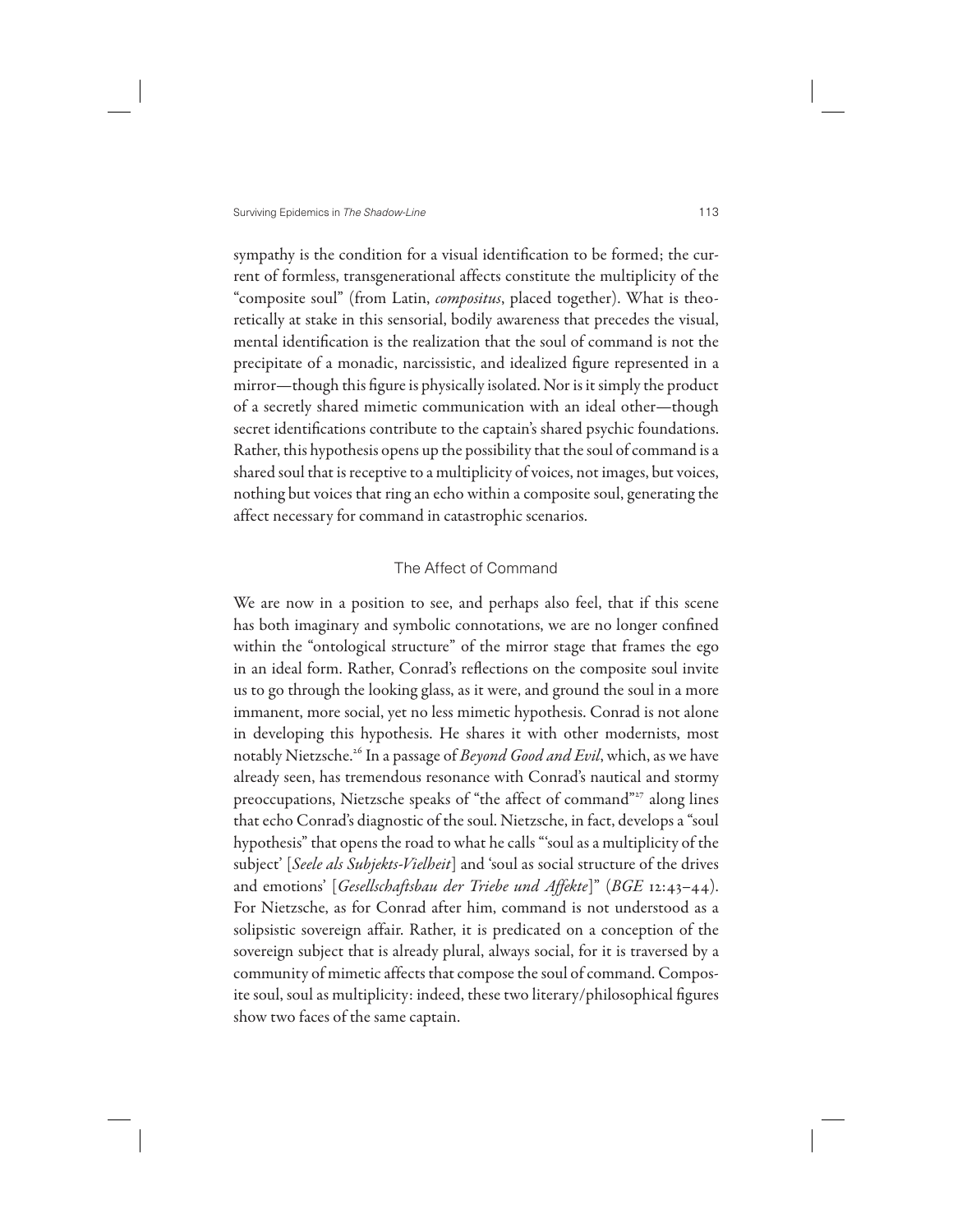sympathy is the condition for a visual identification to be formed; the current of formless, transgenerational affects constitute the multiplicity of the "composite soul" (from Latin, *compositus*, placed together). What is theoretically at stake in this sensorial, bodily awareness that precedes the visual, mental identification is the realization that the soul of command is not the precipitate of a monadic, narcissistic, and idealized figure represented in a mirror—though this figure is physically isolated. Nor is it simply the product of a secretly shared mimetic communication with an ideal other—though secret identifications contribute to the captain's shared psychic foundations. Rather, this hypothesis opens up the possibility that the soul of command is a shared soul that is receptive to a multiplicity of voices, not images, but voices, nothing but voices that ring an echo within a composite soul, generating the affect necessary for command in catastrophic scenarios.

## The Affect of Command

We are now in a position to see, and perhaps also feel, that if this scene has both imaginary and symbolic connotations, we are no longer confined within the "ontological structure" of the mirror stage that frames the ego in an ideal form. Rather, Conrad's reflections on the composite soul invite us to go through the looking glass, as it were, and ground the soul in a more immanent, more social, yet no less mimetic hypothesis. Conrad is not alone in developing this hypothesis. He shares it with other modernists, most notably Nietzsche.[26] In a passage of *Beyond Good and Evil*, which, as we have already seen, has tremendous resonance with Conrad's nautical and stormy preoccupations, Nietzsche speaks of "the affect of command"[27] along lines that echo Conrad's diagnostic of the soul. Nietzsche, in fact, develops a "soul hypothesis" that opens the road to what he calls "'soul as a multiplicity of the subject' [*Seele als Subjekts-Vielheit*] and 'soul as social structure of the drives and emotions' [*Gesellschaftsbau der Triebe und Affekte*]" (*BGE* 12:43–44). For Nietzsche, as for Conrad after him, command is not understood as a solipsistic sovereign affair. Rather, it is predicated on a conception of the sovereign subject that is already plural, always social, for it is traversed by a community of mimetic affects that compose the soul of command. Composite soul, soul as multiplicity: indeed, these two literary/philosophical figures show two faces of the same captain.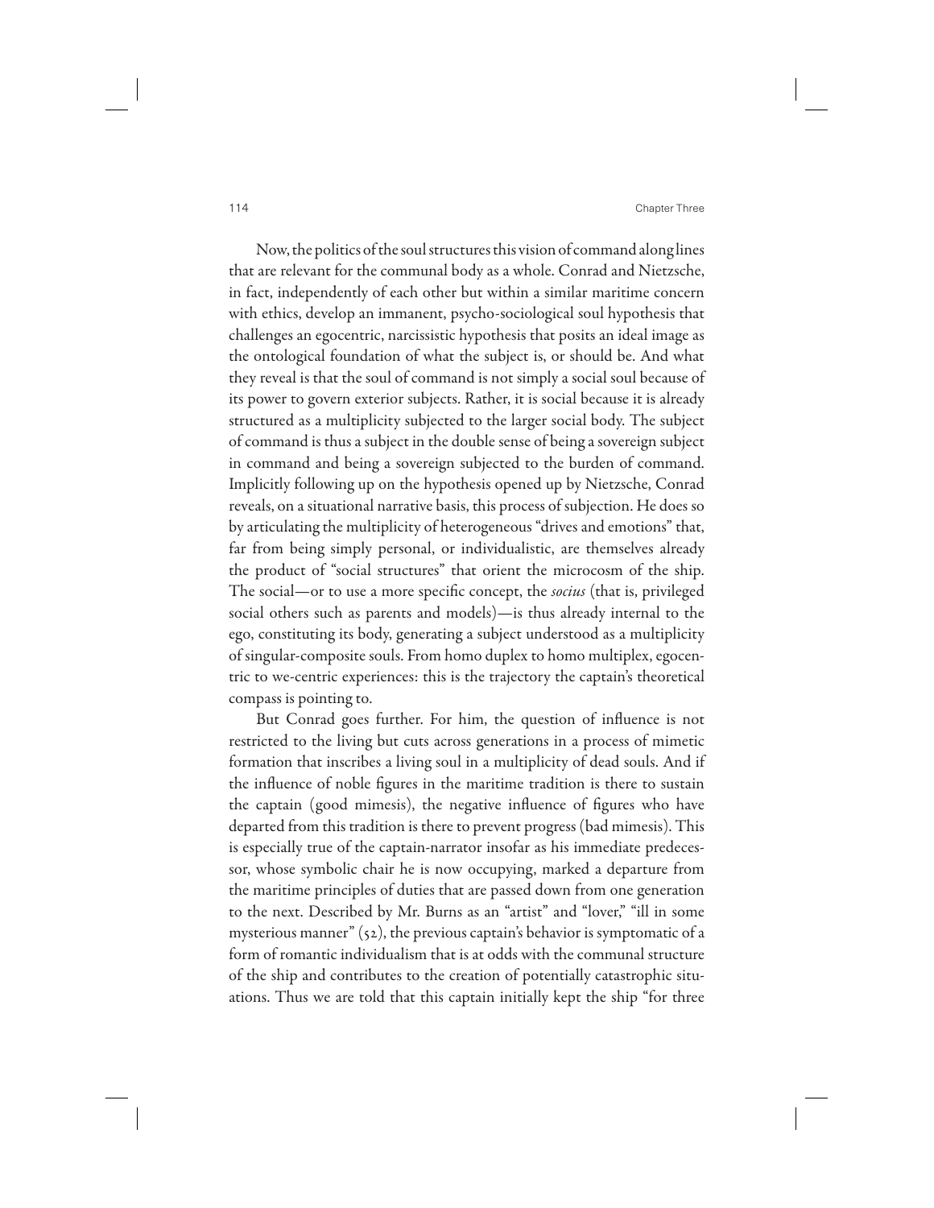Now, the politics of the soul structures this vision of command along lines that are relevant for the communal body as a whole. Conrad and Nietzsche, in fact, independently of each other but within a similar maritime concern with ethics, develop an immanent, psycho-sociological soul hypothesis that challenges an egocentric, narcissistic hypothesis that posits an ideal image as the ontological foundation of what the subject is, or should be. And what they reveal is that the soul of command is not simply a social soul because of its power to govern exterior subjects. Rather, it is social because it is already structured as a multiplicity subjected to the larger social body. The subject of command is thus a subject in the double sense of being a sovereign subject in command and being a sovereign subjected to the burden of command. Implicitly following up on the hypothesis opened up by Nietzsche, Conrad reveals, on a situational narrative basis, this process of subjection. He does so by articulating the multiplicity of heterogeneous "drives and emotions" that, far from being simply personal, or individualistic, are themselves already the product of "social structures" that orient the microcosm of the ship. The social—or to use a more specific concept, the *socius* (that is, privileged social others such as parents and models)—is thus already internal to the ego, constituting its body, generating a subject understood as a multiplicity of singular-composite souls. From homo duplex to homo multiplex, egocentric to we-centric experiences: this is the trajectory the captain's theoretical compass is pointing to.

But Conrad goes further. For him, the question of influence is not restricted to the living but cuts across generations in a process of mimetic formation that inscribes a living soul in a multiplicity of dead souls. And if the influence of noble figures in the maritime tradition is there to sustain the captain (good mimesis), the negative influence of figures who have departed from this tradition is there to prevent progress (bad mimesis). This is especially true of the captain-narrator insofar as his immediate predecessor, whose symbolic chair he is now occupying, marked a departure from the maritime principles of duties that are passed down from one generation to the next. Described by Mr. Burns as an "artist" and "lover," "ill in some mysterious manner" (52), the previous captain's behavior is symptomatic of a form of romantic individualism that is at odds with the communal structure of the ship and contributes to the creation of potentially catastrophic situations. Thus we are told that this captain initially kept the ship "for three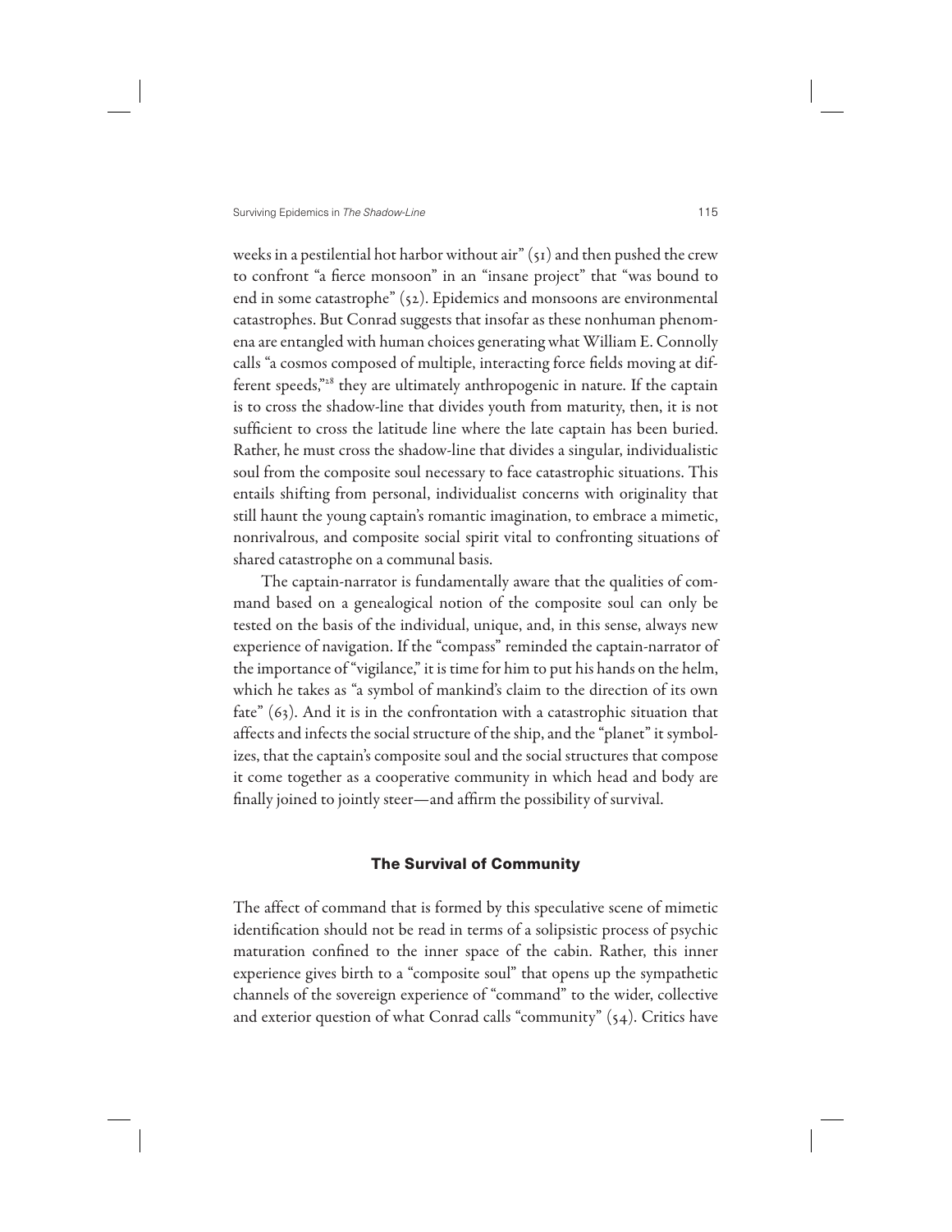weeks in a pestilential hot harbor without air" (51) and then pushed the crew to confront "a fierce monsoon" in an "insane project" that "was bound to end in some catastrophe" (52). Epidemics and monsoons are environmental catastrophes. But Conrad suggests that insofar as these nonhuman phenomena are entangled with human choices generating what William E. Connolly calls "a cosmos composed of multiple, interacting force fields moving at different speeds,"[28] they are ultimately anthropogenic in nature. If the captain is to cross the shadow-line that divides youth from maturity, then, it is not sufficient to cross the latitude line where the late captain has been buried. Rather, he must cross the shadow-line that divides a singular, individualistic soul from the composite soul necessary to face catastrophic situations. This entails shifting from personal, individualist concerns with originality that still haunt the young captain's romantic imagination, to embrace a mimetic, nonrivalrous, and composite social spirit vital to confronting situations of shared catastrophe on a communal basis.

The captain-narrator is fundamentally aware that the qualities of command based on a genealogical notion of the composite soul can only be tested on the basis of the individual, unique, and, in this sense, always new experience of navigation. If the "compass" reminded the captain-narrator of the importance of "vigilance," it is time for him to put his hands on the helm, which he takes as "a symbol of mankind's claim to the direction of its own fate" (63). And it is in the confrontation with a catastrophic situation that affects and infects the social structure of the ship, and the "planet" it symbolizes, that the captain's composite soul and the social structures that compose it come together as a cooperative community in which head and body are finally joined to jointly steer—and affirm the possibility of survival.

## The Survival of Community

The affect of command that is formed by this speculative scene of mimetic identification should not be read in terms of a solipsistic process of psychic maturation confined to the inner space of the cabin. Rather, this inner experience gives birth to a "composite soul" that opens up the sympathetic channels of the sovereign experience of "command" to the wider, collective and exterior question of what Conrad calls "community" (54). Critics have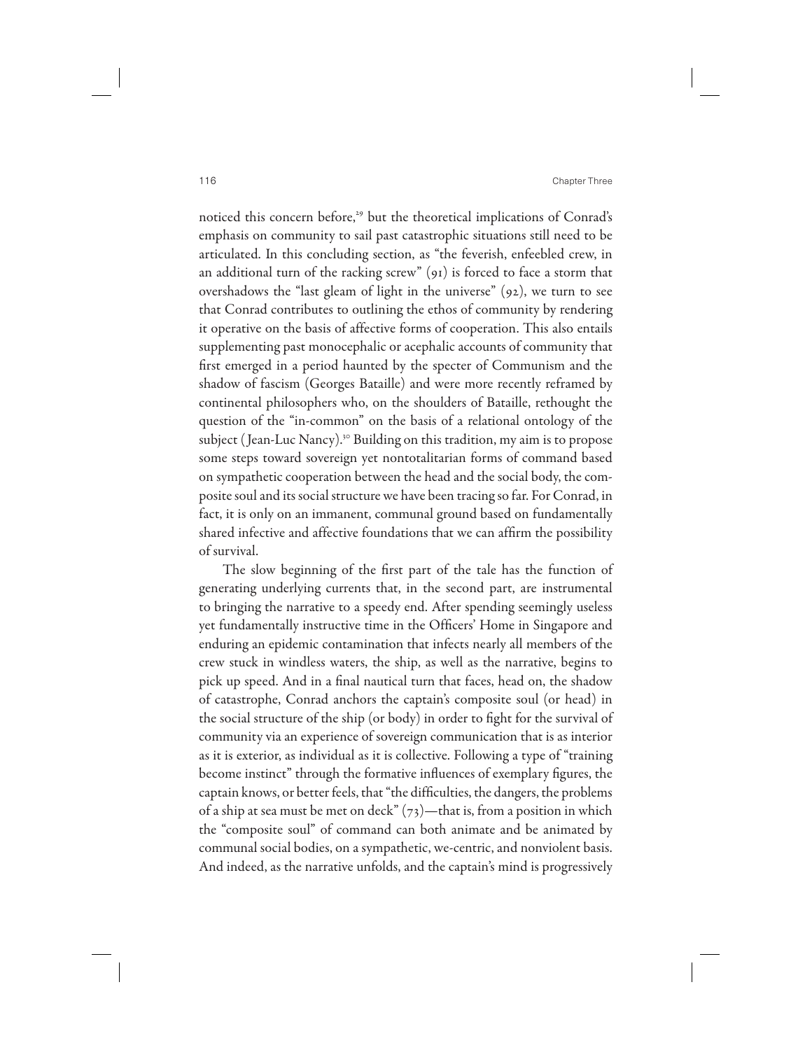noticed this concern before,[29] but the theoretical implications of Conrad's emphasis on community to sail past catastrophic situations still need to be articulated. In this concluding section, as "the feverish, enfeebled crew, in an additional turn of the racking screw" (91) is forced to face a storm that overshadows the "last gleam of light in the universe" (92), we turn to see that Conrad contributes to outlining the ethos of community by rendering it operative on the basis of affective forms of cooperation. This also entails supplementing past monocephalic or acephalic accounts of community that first emerged in a period haunted by the specter of Communism and the shadow of fascism (Georges Bataille) and were more recently reframed by continental philosophers who, on the shoulders of Bataille, rethought the question of the "in-common" on the basis of a relational ontology of the subject (Jean-Luc Nancy).[30] Building on this tradition, my aim is to propose some steps toward sovereign yet nontotalitarian forms of command based on sympathetic cooperation between the head and the social body, the composite soul and its social structure we have been tracing so far. For Conrad, in fact, it is only on an immanent, communal ground based on fundamentally shared infective and affective foundations that we can affirm the possibility of survival.

The slow beginning of the first part of the tale has the function of generating underlying currents that, in the second part, are instrumental to bringing the narrative to a speedy end. After spending seemingly useless yet fundamentally instructive time in the Officers' Home in Singapore and enduring an epidemic contamination that infects nearly all members of the crew stuck in windless waters, the ship, as well as the narrative, begins to pick up speed. And in a final nautical turn that faces, head on, the shadow of catastrophe, Conrad anchors the captain's composite soul (or head) in the social structure of the ship (or body) in order to fight for the survival of community via an experience of sovereign communication that is as interior as it is exterior, as individual as it is collective. Following a type of "training become instinct" through the formative influences of exemplary figures, the captain knows, or better feels, that "the difficulties, the dangers, the problems of a ship at sea must be met on deck" (73)—that is, from a position in which the "composite soul" of command can both animate and be animated by communal social bodies, on a sympathetic, we-centric, and nonviolent basis. And indeed, as the narrative unfolds, and the captain's mind is progressively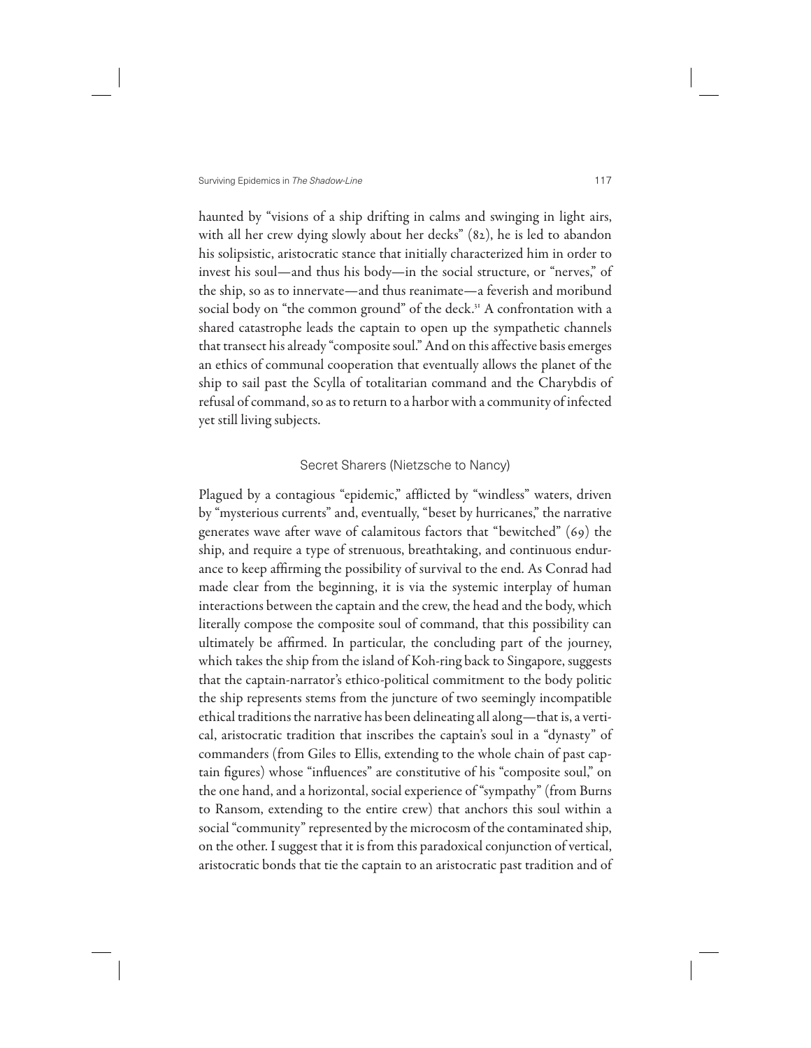haunted by "visions of a ship drifting in calms and swinging in light airs, with all her crew dying slowly about her decks" (82), he is led to abandon his solipsistic, aristocratic stance that initially characterized him in order to invest his soul—and thus his body—in the social structure, or "nerves," of the ship, so as to innervate—and thus reanimate—a feverish and moribund social body on "the common ground" of the deck.[31] A confrontation with a shared catastrophe leads the captain to open up the sympathetic channels that transect his already "composite soul." And on this affective basis emerges an ethics of communal cooperation that eventually allows the planet of the ship to sail past the Scylla of totalitarian command and the Charybdis of refusal of command, so as to return to a harbor with a community of infected yet still living subjects.

## Secret Sharers (Nietzsche to Nancy)

Plagued by a contagious "epidemic," afflicted by "windless" waters, driven by "mysterious currents" and, eventually, "beset by hurricanes," the narrative generates wave after wave of calamitous factors that "bewitched" (69) the ship, and require a type of strenuous, breathtaking, and continuous endurance to keep affirming the possibility of survival to the end. As Conrad had made clear from the beginning, it is via the systemic interplay of human interactions between the captain and the crew, the head and the body, which literally compose the composite soul of command, that this possibility can ultimately be affirmed. In particular, the concluding part of the journey, which takes the ship from the island of Koh-ring back to Singapore, suggests that the captain-narrator's ethico-political commitment to the body politic the ship represents stems from the juncture of two seemingly incompatible ethical traditions the narrative has been delineating all along—that is, a vertical, aristocratic tradition that inscribes the captain's soul in a "dynasty" of commanders (from Giles to Ellis, extending to the whole chain of past captain figures) whose "influences" are constitutive of his "composite soul," on the one hand, and a horizontal, social experience of "sympathy" (from Burns to Ransom, extending to the entire crew) that anchors this soul within a social "community" represented by the microcosm of the contaminated ship, on the other. I suggest that it is from this paradoxical conjunction of vertical, aristocratic bonds that tie the captain to an aristocratic past tradition and of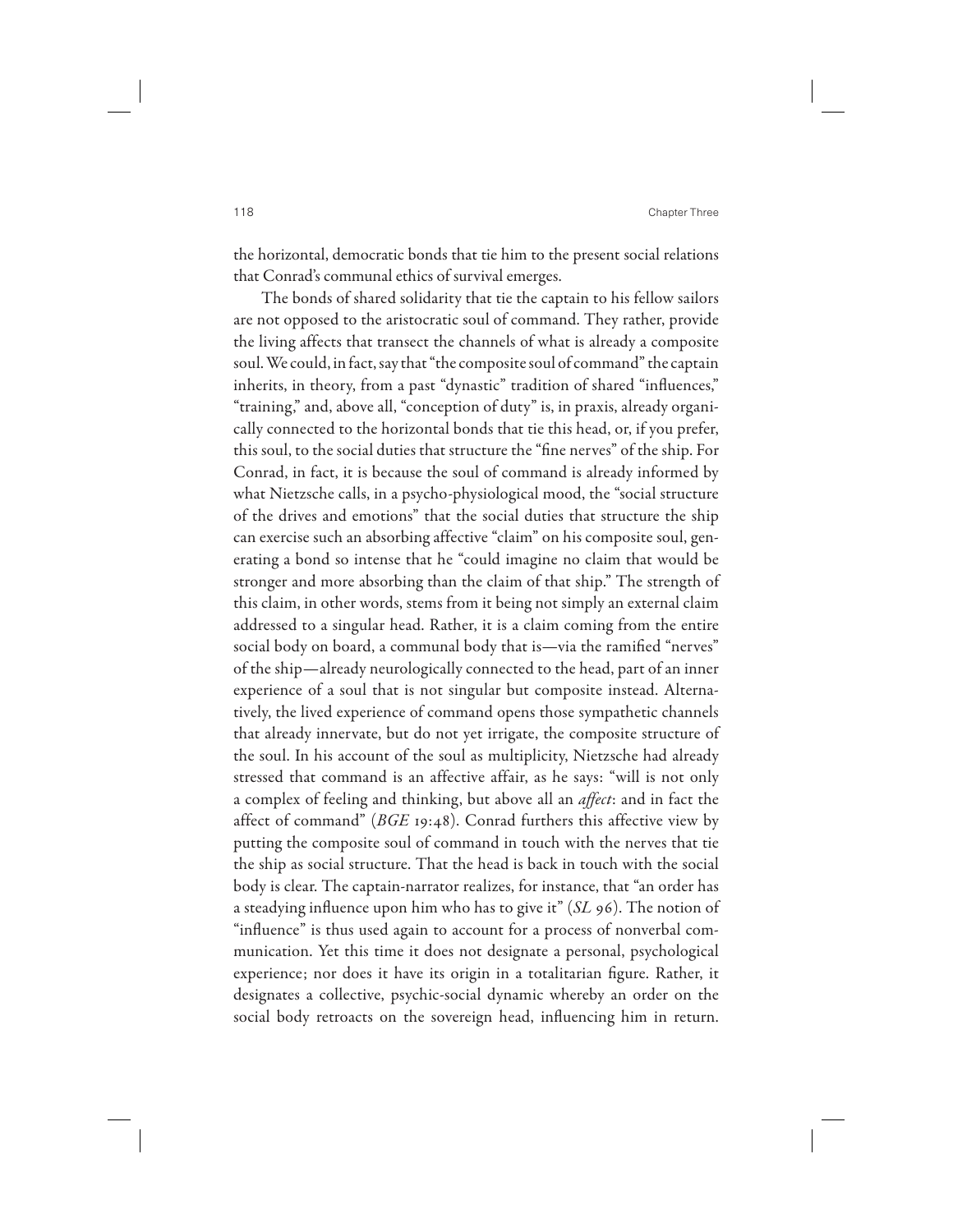the horizontal, democratic bonds that tie him to the present social relations that Conrad's communal ethics of survival emerges.

The bonds of shared solidarity that tie the captain to his fellow sailors are not opposed to the aristocratic soul of command. They rather, provide the living affects that transect the channels of what is already a composite soul. We could, in fact, say that "the composite soul of command" the captain inherits, in theory, from a past "dynastic" tradition of shared "influences," "training," and, above all, "conception of duty" is, in praxis, already organically connected to the horizontal bonds that tie this head, or, if you prefer, this soul, to the social duties that structure the "fine nerves" of the ship. For Conrad, in fact, it is because the soul of command is already informed by what Nietzsche calls, in a psycho-physiological mood, the "social structure of the drives and emotions" that the social duties that structure the ship can exercise such an absorbing affective "claim" on his composite soul, generating a bond so intense that he "could imagine no claim that would be stronger and more absorbing than the claim of that ship." The strength of this claim, in other words, stems from it being not simply an external claim addressed to a singular head. Rather, it is a claim coming from the entire social body on board, a communal body that is—via the ramified "nerves" of the ship—already neurologically connected to the head, part of an inner experience of a soul that is not singular but composite instead. Alternatively, the lived experience of command opens those sympathetic channels that already innervate, but do not yet irrigate, the composite structure of the soul. In his account of the soul as multiplicity, Nietzsche had already stressed that command is an affective affair, as he says: "will is not only a complex of feeling and thinking, but above all an *affect*: and in fact the affect of command" (*BGE* 19:48). Conrad furthers this affective view by putting the composite soul of command in touch with the nerves that tie the ship as social structure. That the head is back in touch with the social body is clear. The captain-narrator realizes, for instance, that "an order has a steadying influence upon him who has to give it" (*SL* 96). The notion of "influence" is thus used again to account for a process of nonverbal communication. Yet this time it does not designate a personal, psychological experience; nor does it have its origin in a totalitarian figure. Rather, it designates a collective, psychic-social dynamic whereby an order on the social body retroacts on the sovereign head, influencing him in return.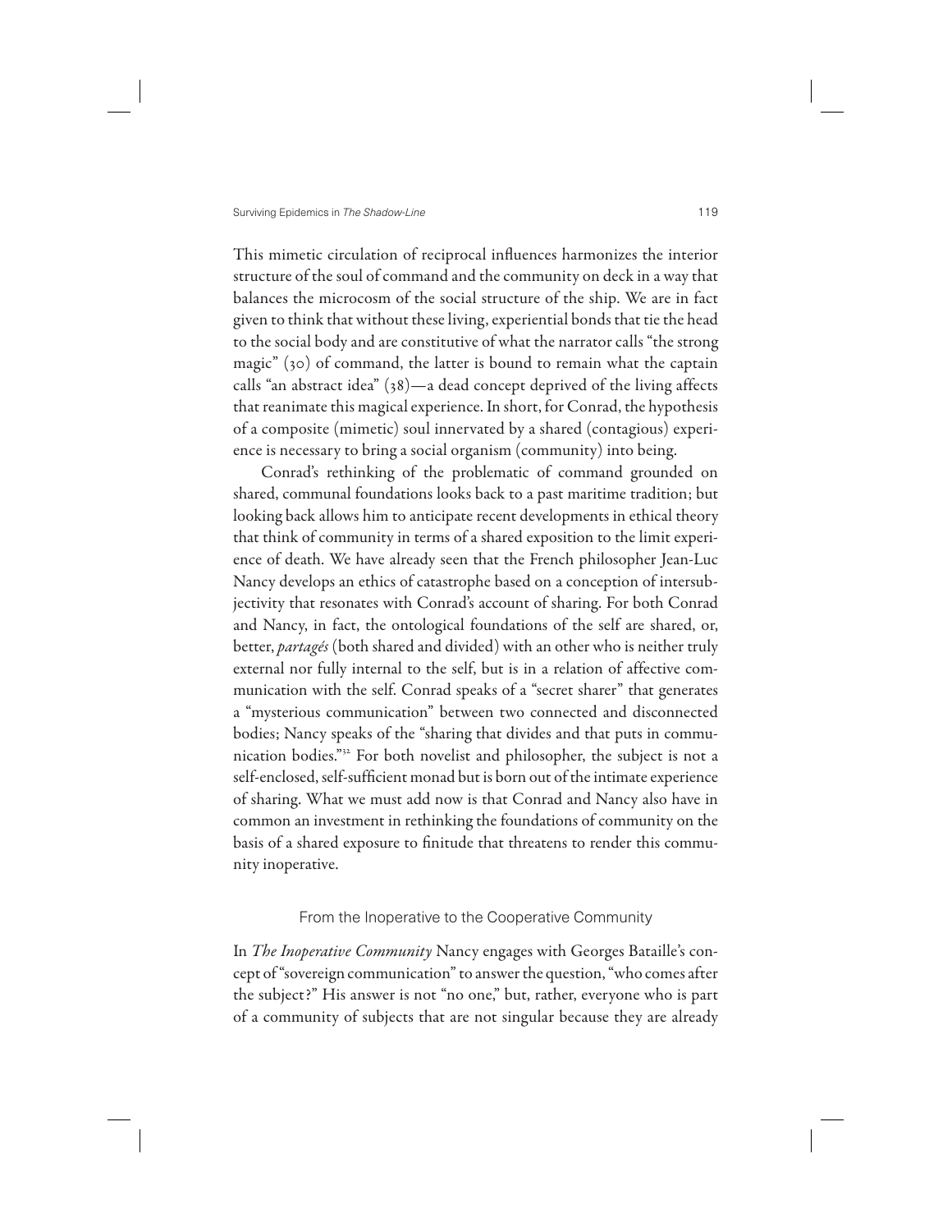This mimetic circulation of reciprocal influences harmonizes the interior structure of the soul of command and the community on deck in a way that balances the microcosm of the social structure of the ship. We are in fact given to think that without these living, experiential bonds that tie the head to the social body and are constitutive of what the narrator calls "the strong magic" (30) of command, the latter is bound to remain what the captain calls "an abstract idea" (38)—a dead concept deprived of the living affects that reanimate this magical experience. In short, for Conrad, the hypothesis of a composite (mimetic) soul innervated by a shared (contagious) experience is necessary to bring a social organism (community) into being.

Conrad's rethinking of the problematic of command grounded on shared, communal foundations looks back to a past maritime tradition; but looking back allows him to anticipate recent developments in ethical theory that think of community in terms of a shared exposition to the limit experience of death. We have already seen that the French philosopher Jean-Luc Nancy develops an ethics of catastrophe based on a conception of intersubjectivity that resonates with Conrad's account of sharing. For both Conrad and Nancy, in fact, the ontological foundations of the self are shared, or, better, *partagés* (both shared and divided) with an other who is neither truly external nor fully internal to the self, but is in a relation of affective communication with the self. Conrad speaks of a "secret sharer" that generates a "mysterious communication" between two connected and disconnected bodies; Nancy speaks of the "sharing that divides and that puts in communication bodies."[32] For both novelist and philosopher, the subject is not a self-enclosed, self-sufficient monad but is born out of the intimate experience of sharing. What we must add now is that Conrad and Nancy also have in common an investment in rethinking the foundations of community on the basis of a shared exposure to finitude that threatens to render this community inoperative.

## From the Inoperative to the Cooperative Community

In *The Inoperative Community* Nancy engages with Georges Bataille's concept of "sovereign communication" to answer the question, "who comes after the subject?" His answer is not "no one," but, rather, everyone who is part of a community of subjects that are not singular because they are already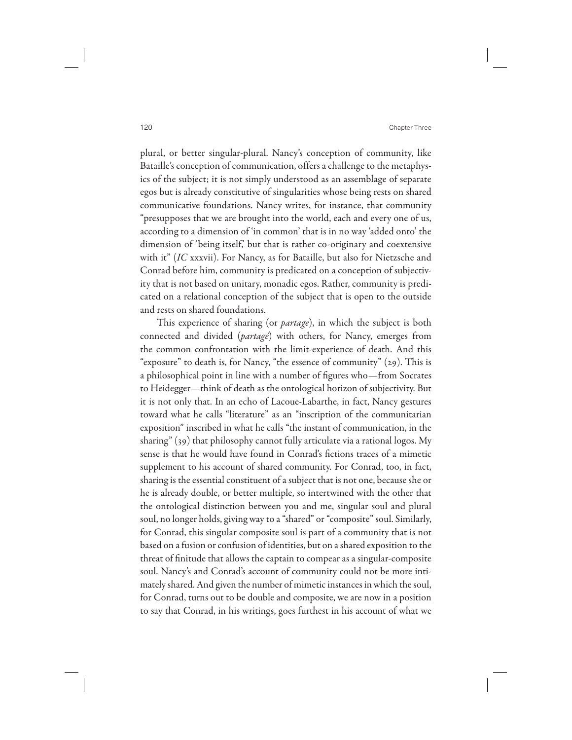plural, or better singular-plural. Nancy's conception of community, like Bataille's conception of communication, offers a challenge to the metaphysics of the subject; it is not simply understood as an assemblage of separate egos but is already constitutive of singularities whose being rests on shared communicative foundations. Nancy writes, for instance, that community "presupposes that we are brought into the world, each and every one of us, according to a dimension of 'in common' that is in no way 'added onto' the dimension of 'being itself,' but that is rather co-originary and coextensive with it" (*IC* xxxvii). For Nancy, as for Bataille, but also for Nietzsche and Conrad before him, community is predicated on a conception of subjectivity that is not based on unitary, monadic egos. Rather, community is predicated on a relational conception of the subject that is open to the outside and rests on shared foundations.

This experience of sharing (or *partage*), in which the subject is both connected and divided (*partagé*) with others, for Nancy, emerges from the common confrontation with the limit-experience of death. And this "exposure" to death is, for Nancy, "the essence of community" (29). This is a philosophical point in line with a number of figures who—from Socrates to Heidegger—think of death as the ontological horizon of subjectivity. But it is not only that. In an echo of Lacoue-Labarthe, in fact, Nancy gestures toward what he calls "literature" as an "inscription of the communitarian exposition" inscribed in what he calls "the instant of communication, in the sharing" (39) that philosophy cannot fully articulate via a rational logos. My sense is that he would have found in Conrad's fictions traces of a mimetic supplement to his account of shared community. For Conrad, too, in fact, sharing is the essential constituent of a subject that is not one, because she or he is already double, or better multiple, so intertwined with the other that the ontological distinction between you and me, singular soul and plural soul, no longer holds, giving way to a "shared" or "composite" soul. Similarly, for Conrad, this singular composite soul is part of a community that is not based on a fusion or confusion of identities, but on a shared exposition to the threat of finitude that allows the captain to compear as a singular-composite soul. Nancy's and Conrad's account of community could not be more intimately shared. And given the number of mimetic instances in which the soul, for Conrad, turns out to be double and composite, we are now in a position to say that Conrad, in his writings, goes furthest in his account of what we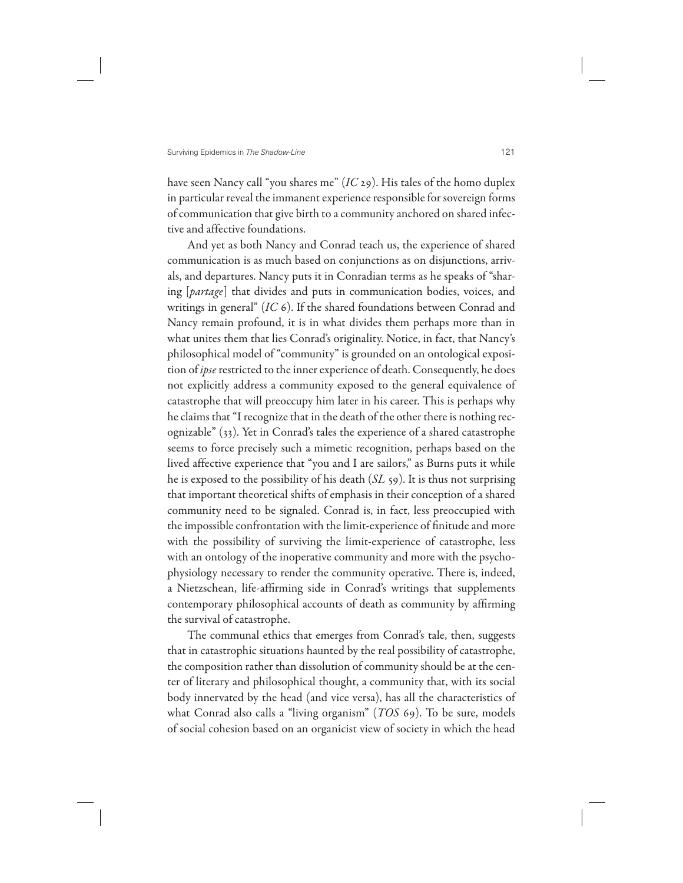have seen Nancy call "you shares me" (*IC* 29). His tales of the homo duplex in particular reveal the immanent experience responsible for sovereign forms of communication that give birth to a community anchored on shared infective and affective foundations.

And yet as both Nancy and Conrad teach us, the experience of shared communication is as much based on conjunctions as on disjunctions, arrivals, and departures. Nancy puts it in Conradian terms as he speaks of "sharing [*partage*] that divides and puts in communication bodies, voices, and writings in general" (*IC* 6). If the shared foundations between Conrad and Nancy remain profound, it is in what divides them perhaps more than in what unites them that lies Conrad's originality. Notice, in fact, that Nancy's philosophical model of "community" is grounded on an ontological exposition of *ipse* restricted to the inner experience of death. Consequently, he does not explicitly address a community exposed to the general equivalence of catastrophe that will preoccupy him later in his career. This is perhaps why he claims that "I recognize that in the death of the other there is nothing recognizable" (33). Yet in Conrad's tales the experience of a shared catastrophe seems to force precisely such a mimetic recognition, perhaps based on the lived affective experience that "you and I are sailors," as Burns puts it while he is exposed to the possibility of his death (*SL* 59). It is thus not surprising that important theoretical shifts of emphasis in their conception of a shared community need to be signaled. Conrad is, in fact, less preoccupied with the impossible confrontation with the limit-experience of finitude and more with the possibility of surviving the limit-experience of catastrophe, less with an ontology of the inoperative community and more with the psychophysiology necessary to render the community operative. There is, indeed, a Nietzschean, life-affirming side in Conrad's writings that supplements contemporary philosophical accounts of death as community by affirming the survival of catastrophe.

The communal ethics that emerges from Conrad's tale, then, suggests that in catastrophic situations haunted by the real possibility of catastrophe, the composition rather than dissolution of community should be at the center of literary and philosophical thought, a community that, with its social body innervated by the head (and vice versa), has all the characteristics of what Conrad also calls a "living organism" (*TOS* 69). To be sure, models of social cohesion based on an organicist view of society in which the head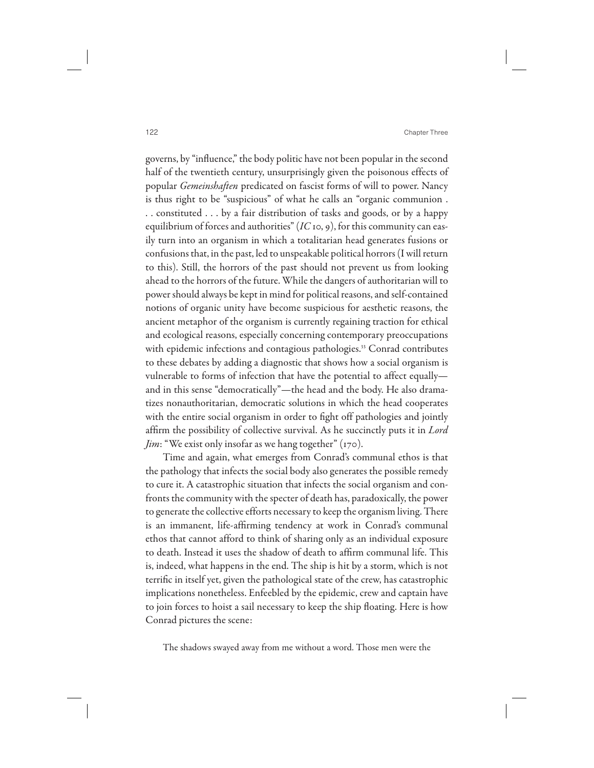governs, by "influence," the body politic have not been popular in the second half of the twentieth century, unsurprisingly given the poisonous effects of popular *Gemeinshaften* predicated on fascist forms of will to power. Nancy is thus right to be "suspicious" of what he calls an "organic communion . . . constituted . . . by a fair distribution of tasks and goods, or by a happy equilibrium of forces and authorities" (*IC* 10, 9), for this community can easily turn into an organism in which a totalitarian head generates fusions or confusions that, in the past, led to unspeakable political horrors (I will return to this). Still, the horrors of the past should not prevent us from looking ahead to the horrors of the future. While the dangers of authoritarian will to power should always be kept in mind for political reasons, and self-contained notions of organic unity have become suspicious for aesthetic reasons, the ancient metaphor of the organism is currently regaining traction for ethical and ecological reasons, especially concerning contemporary preoccupations with epidemic infections and contagious pathologies.[33] Conrad contributes to these debates by adding a diagnostic that shows how a social organism is vulnerable to forms of infection that have the potential to affect equally—and in this sense "democratically"—the head and the body. He also dramatizes nonauthoritarian, democratic solutions in which the head cooperates with the entire social organism in order to fight off pathologies and jointly affirm the possibility of collective survival. As he succinctly puts it in *Lord Jim*: "We exist only insofar as we hang together" (170).

Time and again, what emerges from Conrad's communal ethos is that the pathology that infects the social body also generates the possible remedy to cure it. A catastrophic situation that infects the social organism and confronts the community with the specter of death has, paradoxically, the power to generate the collective efforts necessary to keep the organism living. There is an immanent, life-affirming tendency at work in Conrad's communal ethos that cannot afford to think of sharing only as an individual exposure to death. Instead it uses the shadow of death to affirm communal life. This is, indeed, what happens in the end. The ship is hit by a storm, which is not terrific in itself yet, given the pathological state of the crew, has catastrophic implications nonetheless. Enfeebled by the epidemic, crew and captain have to join forces to hoist a sail necessary to keep the ship floating. Here is how Conrad pictures the scene:

> The shadows swayed away from me without a word. Those men were the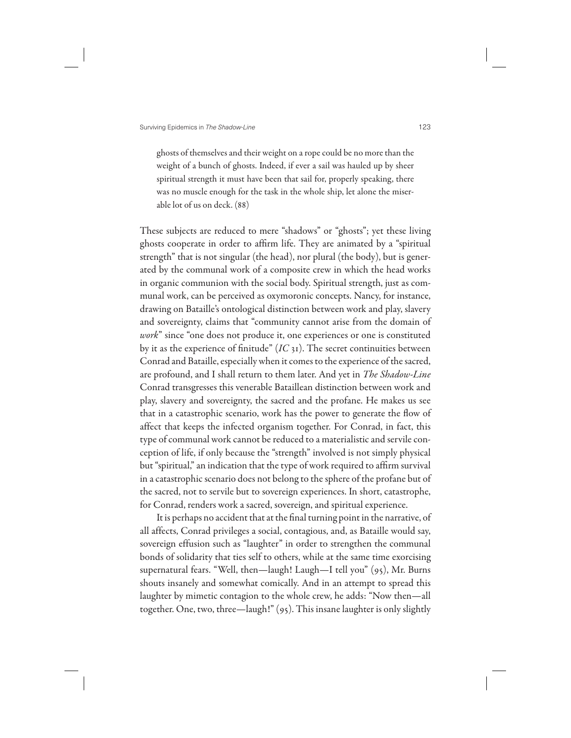> ghosts of themselves and their weight on a rope could be no more than the weight of a bunch of ghosts. Indeed, if ever a sail was hauled up by sheer spiritual strength it must have been that sail for, properly speaking, there was no muscle enough for the task in the whole ship, let alone the miserable lot of us on deck. (88)

These subjects are reduced to mere "shadows" or "ghosts"; yet these living ghosts cooperate in order to affirm life. They are animated by a "spiritual strength" that is not singular (the head), nor plural (the body), but is generated by the communal work of a composite crew in which the head works in organic communion with the social body. Spiritual strength, just as communal work, can be perceived as oxymoronic concepts. Nancy, for instance, drawing on Bataille's ontological distinction between work and play, slavery and sovereignty, claims that "community cannot arise from the domain of *work*" since "one does not produce it, one experiences or one is constituted by it as the experience of finitude" (*IC* 31). The secret continuities between Conrad and Bataille, especially when it comes to the experience of the sacred, are profound, and I shall return to them later. And yet in *The Shadow-Line* Conrad transgresses this venerable Bataillean distinction between work and play, slavery and sovereignty, the sacred and the profane. He makes us see that in a catastrophic scenario, work has the power to generate the flow of affect that keeps the infected organism together. For Conrad, in fact, this type of communal work cannot be reduced to a materialistic and servile conception of life, if only because the "strength" involved is not simply physical but "spiritual," an indication that the type of work required to affirm survival in a catastrophic scenario does not belong to the sphere of the profane but of the sacred, not to servile but to sovereign experiences. In short, catastrophe, for Conrad, renders work a sacred, sovereign, and spiritual experience.

It is perhaps no accident that at the final turning point in the narrative, of all affects, Conrad privileges a social, contagious, and, as Bataille would say, sovereign effusion such as "laughter" in order to strengthen the communal bonds of solidarity that ties self to others, while at the same time exorcising supernatural fears. "Well, then—laugh! Laugh—I tell you" (95), Mr. Burns shouts insanely and somewhat comically. And in an attempt to spread this laughter by mimetic contagion to the whole crew, he adds: "Now then—all together. One, two, three—laugh!" (95). This insane laughter is only slightly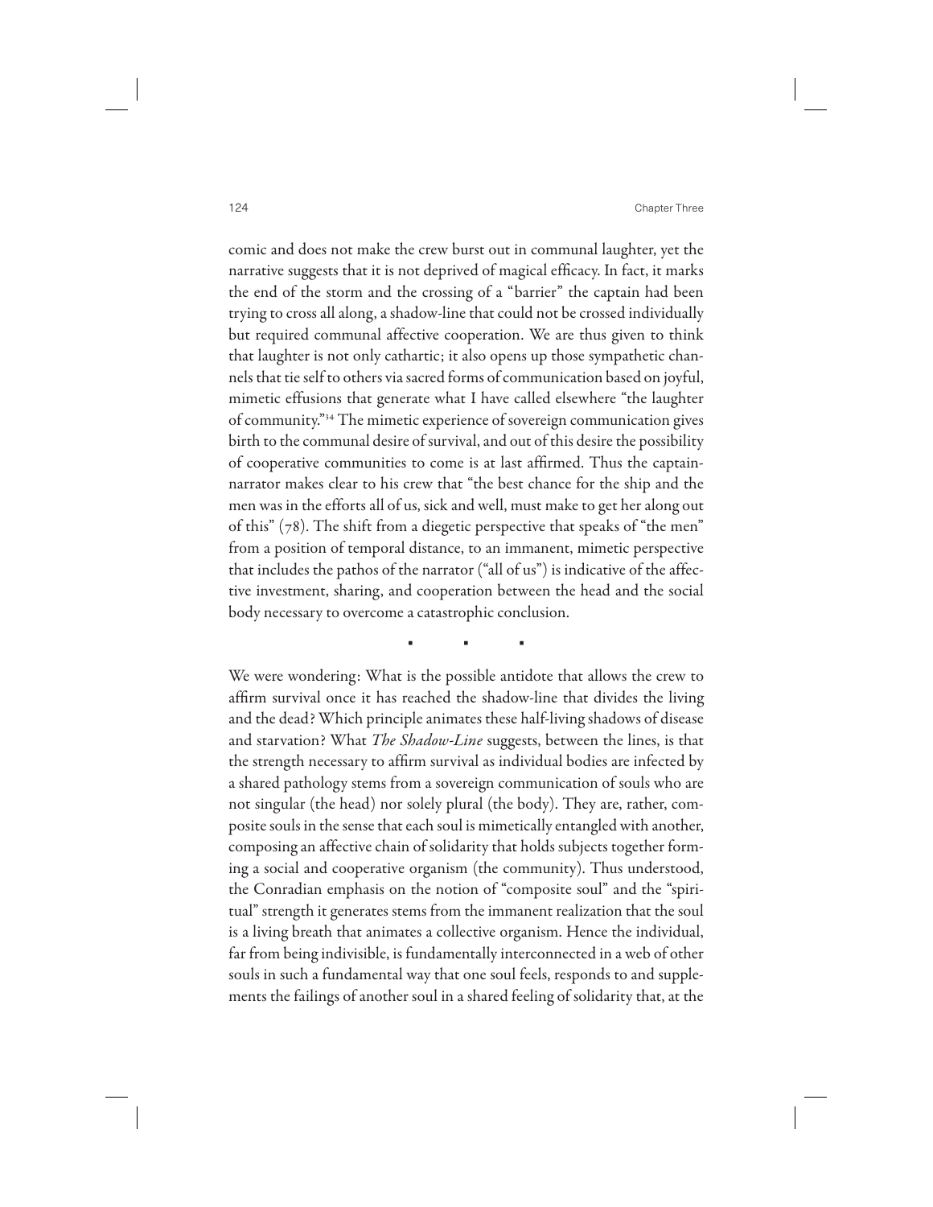comic and does not make the crew burst out in communal laughter, yet the narrative suggests that it is not deprived of magical efficacy. In fact, it marks the end of the storm and the crossing of a "barrier" the captain had been trying to cross all along, a shadow-line that could not be crossed individually but required communal affective cooperation. We are thus given to think that laughter is not only cathartic; it also opens up those sympathetic channels that tie self to others via sacred forms of communication based on joyful, mimetic effusions that generate what I have called elsewhere "the laughter of community."[34] The mimetic experience of sovereign communication gives birth to the communal desire of survival, and out of this desire the possibility of cooperative communities to come is at last affirmed. Thus the captain-narrator makes clear to his crew that "the best chance for the ship and the men was in the efforts all of us, sick and well, must make to get her along out of this" (78). The shift from a diegetic perspective that speaks of "the men" from a position of temporal distance, to an immanent, mimetic perspective that includes the pathos of the narrator ("all of us") is indicative of the affective investment, sharing, and cooperation between the head and the social body necessary to overcome a catastrophic conclusion.

▪ ▪ ▪

We were wondering: What is the possible antidote that allows the crew to affirm survival once it has reached the shadow-line that divides the living and the dead? Which principle animates these half-living shadows of disease and starvation? What *The Shadow-Line* suggests, between the lines, is that the strength necessary to affirm survival as individual bodies are infected by a shared pathology stems from a sovereign communication of souls who are not singular (the head) nor solely plural (the body). They are, rather, composite souls in the sense that each soul is mimetically entangled with another, composing an affective chain of solidarity that holds subjects together forming a social and cooperative organism (the community). Thus understood, the Conradian emphasis on the notion of "composite soul" and the "spiritual" strength it generates stems from the immanent realization that the soul is a living breath that animates a collective organism. Hence the individual, far from being indivisible, is fundamentally interconnected in a web of other souls in such a fundamental way that one soul feels, responds to and supplements the failings of another soul in a shared feeling of solidarity that, at the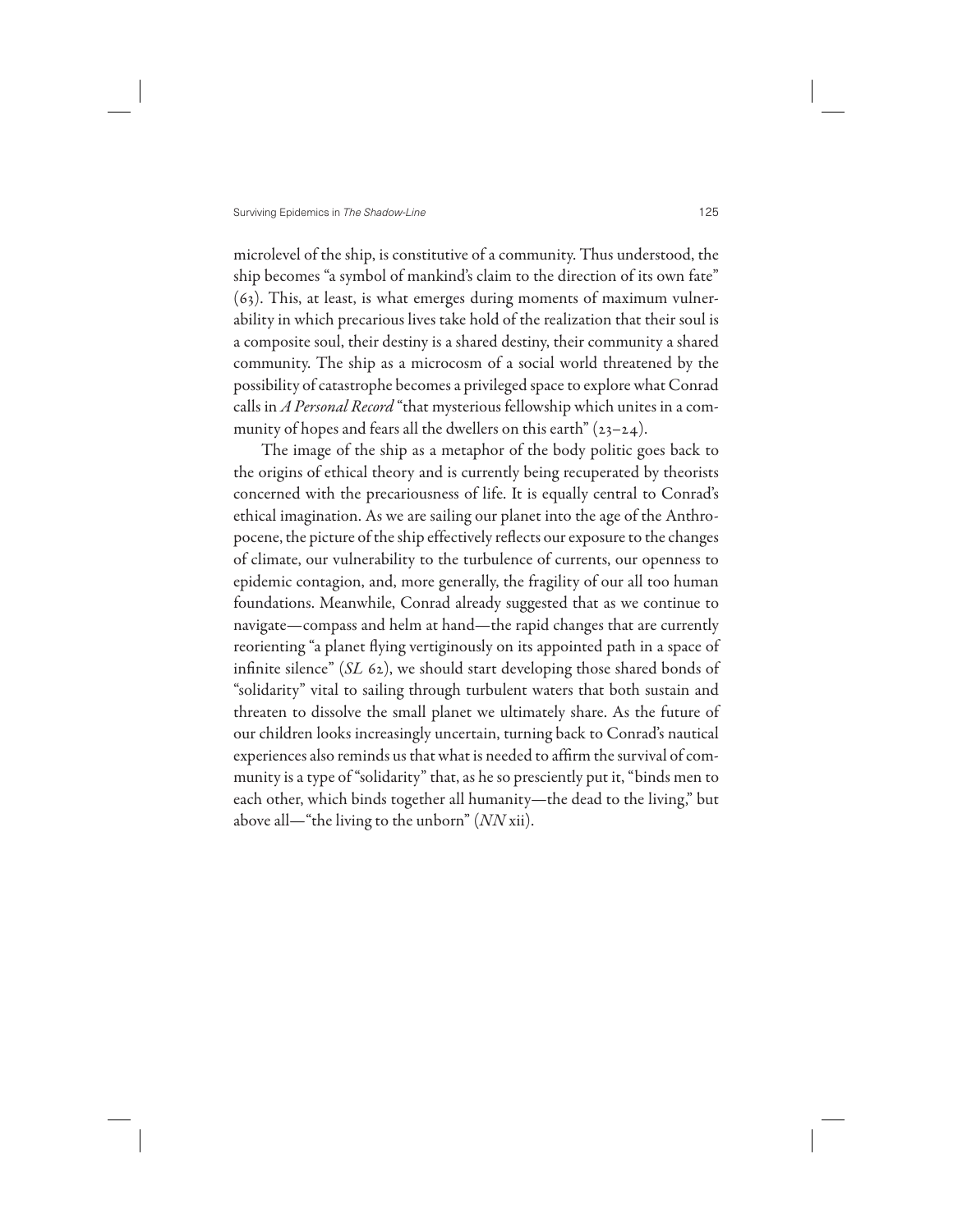microlevel of the ship, is constitutive of a community. Thus understood, the ship becomes "a symbol of mankind's claim to the direction of its own fate" (63). This, at least, is what emerges during moments of maximum vulnerability in which precarious lives take hold of the realization that their soul is a composite soul, their destiny is a shared destiny, their community a shared community. The ship as a microcosm of a social world threatened by the possibility of catastrophe becomes a privileged space to explore what Conrad calls in *A Personal Record* "that mysterious fellowship which unites in a community of hopes and fears all the dwellers on this earth" (23–24).

The image of the ship as a metaphor of the body politic goes back to the origins of ethical theory and is currently being recuperated by theorists concerned with the precariousness of life. It is equally central to Conrad's ethical imagination. As we are sailing our planet into the age of the Anthropocene, the picture of the ship effectively reflects our exposure to the changes of climate, our vulnerability to the turbulence of currents, our openness to epidemic contagion, and, more generally, the fragility of our all too human foundations. Meanwhile, Conrad already suggested that as we continue to navigate—compass and helm at hand—the rapid changes that are currently reorienting "a planet flying vertiginously on its appointed path in a space of infinite silence" (*SL* 62), we should start developing those shared bonds of "solidarity" vital to sailing through turbulent waters that both sustain and threaten to dissolve the small planet we ultimately share. As the future of our children looks increasingly uncertain, turning back to Conrad's nautical experiences also reminds us that what is needed to affirm the survival of community is a type of "solidarity" that, as he so presciently put it, "binds men to each other, which binds together all humanity—the dead to the living," but above all—"the living to the unborn" (*NN* xii).